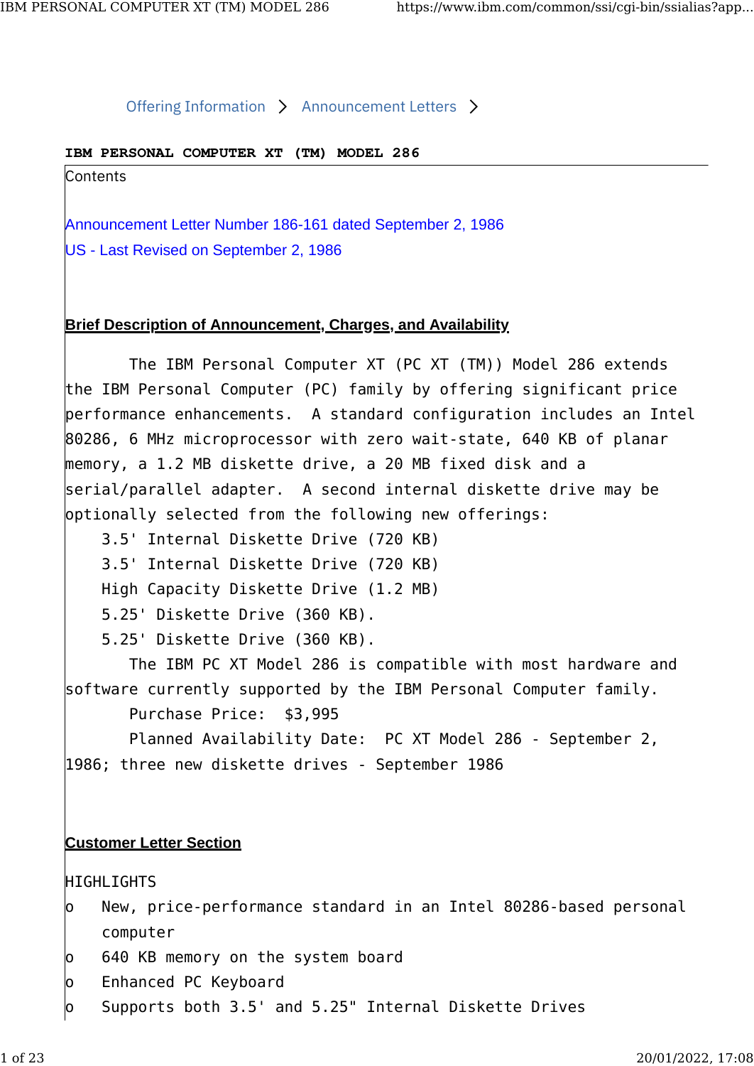Offering Information > Announcement Letters >

# IBM PERSONAL COMPUTER XT (TM) MODEL 286

Contents

Announcement Letter Number 186-161 dated September 2, 1986

US - Last Revised on September 2, 1986

## Brief Description of Announcement, Charges, and Availability

The IBM Personal Computer XT (PC XT (TM)) Model 286 extends the IBM Personal Computer (PC) family by offering significant price performance enhancements. A standard configuration includes an Intel 80286, 6 MHz microprocessor with zero wait-state, 640 KB of planar memory, a 1.2 MB diskette drive, a 20 MB fixed disk and a serial/parallel adapter. A second internal diskette drive may be optionally selected from the following new offerings:

```
    3.5' Internal Diskette Drive (720 KB)
    3.5' Internal Diskette Drive (720 KB)
    High Capacity Diskette Drive (1.2 MB)
    5.25' Diskette Drive (360 KB).
    5.25' Diskette Drive (360 KB).
```

The IBM PC XT Model 286 is compatible with most hardware and software currently supported by the IBM Personal Computer family.

Purchase Price: $3,995

Planned Availability Date: PC XT Model 286 - September 2, 1986; three new diskette drives - September 1986

## Customer Letter Section

HIGHLIGHTS

- New, price-performance standard in an Intel 80286-based personal computer
- 640 KB memory on the system board
- Enhanced PC Keyboard
- Supports both 3.5' and 5.25" Internal Diskette Drives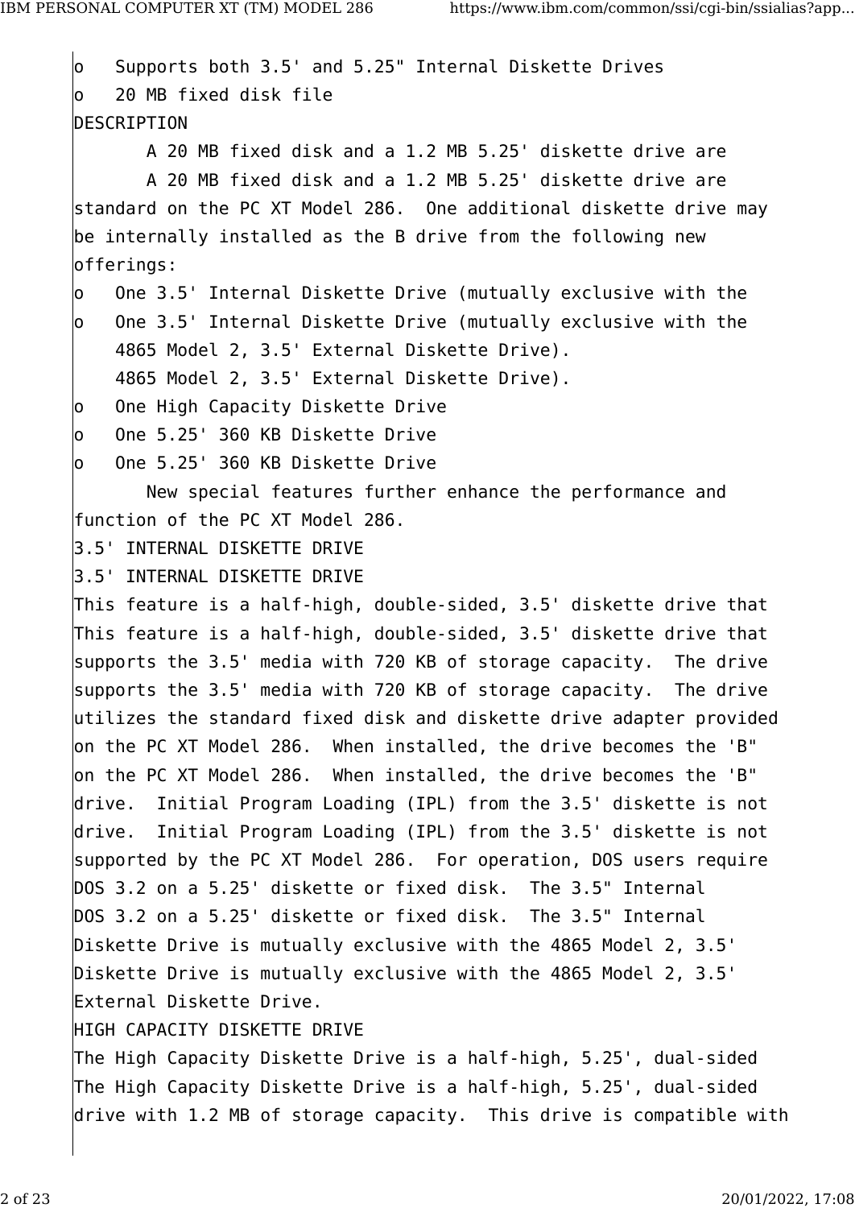o Supports both 3.5' and 5.25" Internal Diskette Drives
o 20 MB fixed disk file

DESCRIPTION

A 20 MB fixed disk and a 1.2 MB 5.25' diskette drive are
A 20 MB fixed disk and a 1.2 MB 5.25' diskette drive are
standard on the PC XT Model 286. One additional diskette drive may
be internally installed as the B drive from the following new
offerings:

o One 3.5' Internal Diskette Drive (mutually exclusive with the
o One 3.5' Internal Diskette Drive (mutually exclusive with the
4865 Model 2, 3.5' External Diskette Drive).
4865 Model 2, 3.5' External Diskette Drive).
o One High Capacity Diskette Drive
o One 5.25' 360 KB Diskette Drive
o One 5.25' 360 KB Diskette Drive

New special features further enhance the performance and
function of the PC XT Model 286.

3.5' INTERNAL DISKETTE DRIVE
3.5' INTERNAL DISKETTE DRIVE

This feature is a half-high, double-sided, 3.5' diskette drive that
This feature is a half-high, double-sided, 3.5' diskette drive that
supports the 3.5' media with 720 KB of storage capacity. The drive
supports the 3.5' media with 720 KB of storage capacity. The drive
utilizes the standard fixed disk and diskette drive adapter provided
on the PC XT Model 286. When installed, the drive becomes the 'B"
on the PC XT Model 286. When installed, the drive becomes the 'B"
drive. Initial Program Loading (IPL) from the 3.5' diskette is not
drive. Initial Program Loading (IPL) from the 3.5' diskette is not
supported by the PC XT Model 286. For operation, DOS users require
DOS 3.2 on a 5.25' diskette or fixed disk. The 3.5" Internal
DOS 3.2 on a 5.25' diskette or fixed disk. The 3.5" Internal
Diskette Drive is mutually exclusive with the 4865 Model 2, 3.5'
Diskette Drive is mutually exclusive with the 4865 Model 2, 3.5'
External Diskette Drive.

HIGH CAPACITY DISKETTE DRIVE

The High Capacity Diskette Drive is a half-high, 5.25', dual-sided
The High Capacity Diskette Drive is a half-high, 5.25', dual-sided
drive with 1.2 MB of storage capacity. This drive is compatible with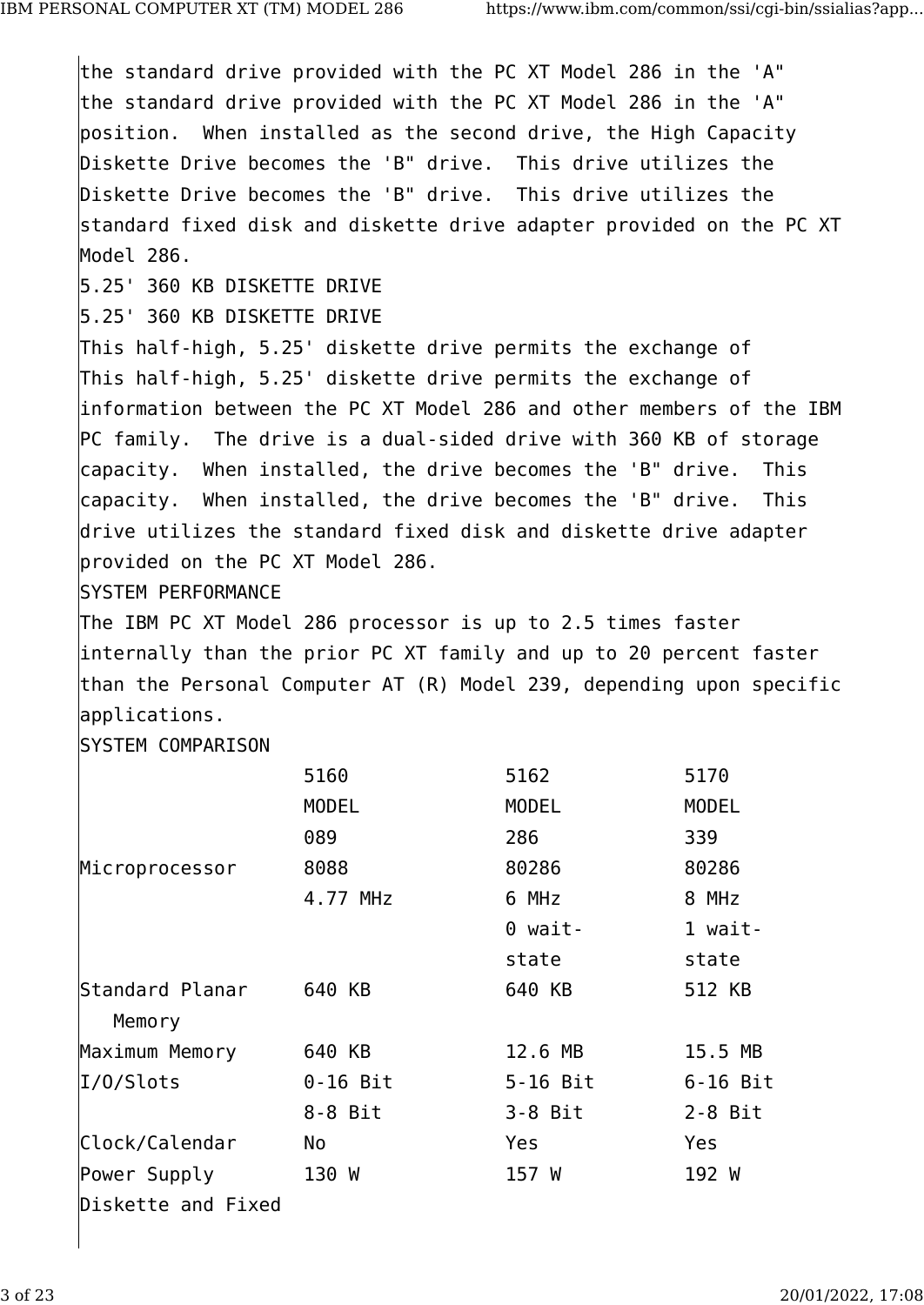the standard drive provided with the PC XT Model 286 in the 'A"
the standard drive provided with the PC XT Model 286 in the 'A"
position.  When installed as the second drive, the High Capacity
Diskette Drive becomes the 'B" drive.  This drive utilizes the
Diskette Drive becomes the 'B" drive.  This drive utilizes the
standard fixed disk and diskette drive adapter provided on the PC XT
Model 286.

5.25' 360 KB DISKETTE DRIVE

5.25' 360 KB DISKETTE DRIVE

This half-high, 5.25' diskette drive permits the exchange of
This half-high, 5.25' diskette drive permits the exchange of
information between the PC XT Model 286 and other members of the IBM
PC family.  The drive is a dual-sided drive with 360 KB of storage
capacity.  When installed, the drive becomes the 'B" drive.  This
capacity.  When installed, the drive becomes the 'B" drive.  This
drive utilizes the standard fixed disk and diskette drive adapter
provided on the PC XT Model 286.

SYSTEM PERFORMANCE

The IBM PC XT Model 286 processor is up to 2.5 times faster
internally than the prior PC XT family and up to 20 percent faster
than the Personal Computer AT (R) Model 239, depending upon specific
applications.

SYSTEM COMPARISON

| | 5160 MODEL 089 | 5162 MODEL 286 | 5170 MODEL 339 |
|---|---|---|---|
| Microprocessor | 8088 4.77 MHz | 80286 6 MHz 0 wait-state | 80286 8 MHz 1 wait-state |
| Standard Planar Memory | 640 KB | 640 KB | 512 KB |
| Maximum Memory | 640 KB | 12.6 MB | 15.5 MB |
| I/O/Slots | 0-16 Bit 8-8 Bit | 5-16 Bit 3-8 Bit | 6-16 Bit 2-8 Bit |
| Clock/Calendar | No | Yes | Yes |
| Power Supply | 130 W | 157 W | 192 W |
| Diskette and Fixed | | | |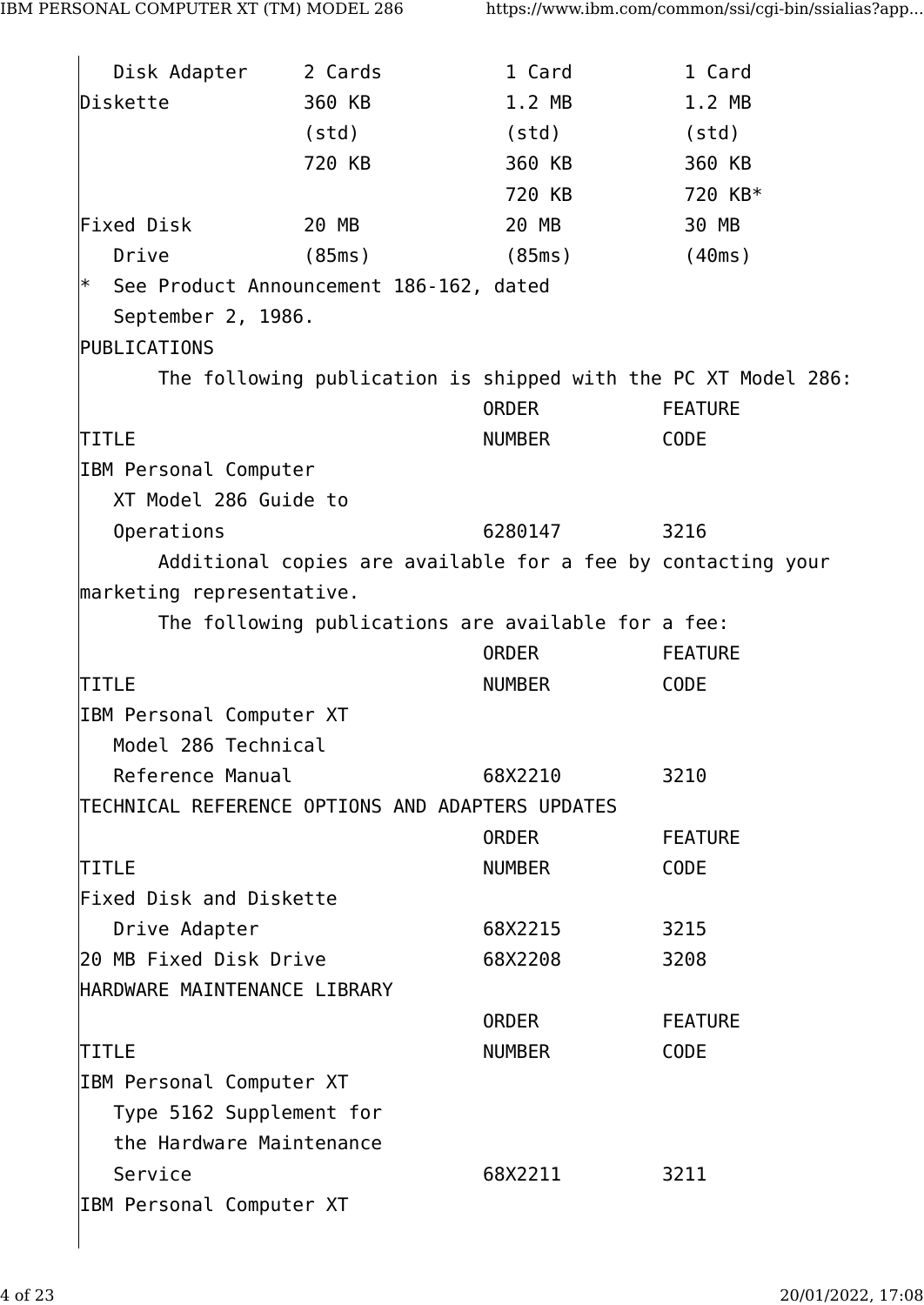| | | | |
|---|---|---|---|
| Disk Adapter | 2 Cards | 1 Card | 1 Card |
| Diskette | 360 KB (std) 720 KB | 1.2 MB (std) 360 KB 720 KB | 1.2 MB (std) 360 KB 720 KB* |
| Fixed Disk Drive | 20 MB (85ms) | 20 MB (85ms) | 30 MB (40ms) |

* See Product Announcement 186-162, dated September 2, 1986.

## PUBLICATIONS

The following publication is shipped with the PC XT Model 286:

| TITLE | ORDER NUMBER | FEATURE CODE |
|---|---|---|
| IBM Personal Computer XT Model 286 Guide to Operations | 6280147 | 3216 |

Additional copies are available for a fee by contacting your marketing representative.

The following publications are available for a fee:

| TITLE | ORDER NUMBER | FEATURE CODE |
|---|---|---|
| IBM Personal Computer XT Model 286 Technical Reference Manual | 68X2210 | 3210 |

## TECHNICAL REFERENCE OPTIONS AND ADAPTERS UPDATES

| TITLE | ORDER NUMBER | FEATURE CODE |
|---|---|---|
| Fixed Disk and Diskette Drive Adapter | 68X2215 | 3215 |
| 20 MB Fixed Disk Drive | 68X2208 | 3208 |

## HARDWARE MAINTENANCE LIBRARY

| TITLE | ORDER NUMBER | FEATURE CODE |
|---|---|---|
| IBM Personal Computer XT Type 5162 Supplement for the Hardware Maintenance Service | 68X2211 | 3211 |
| IBM Personal Computer XT | | |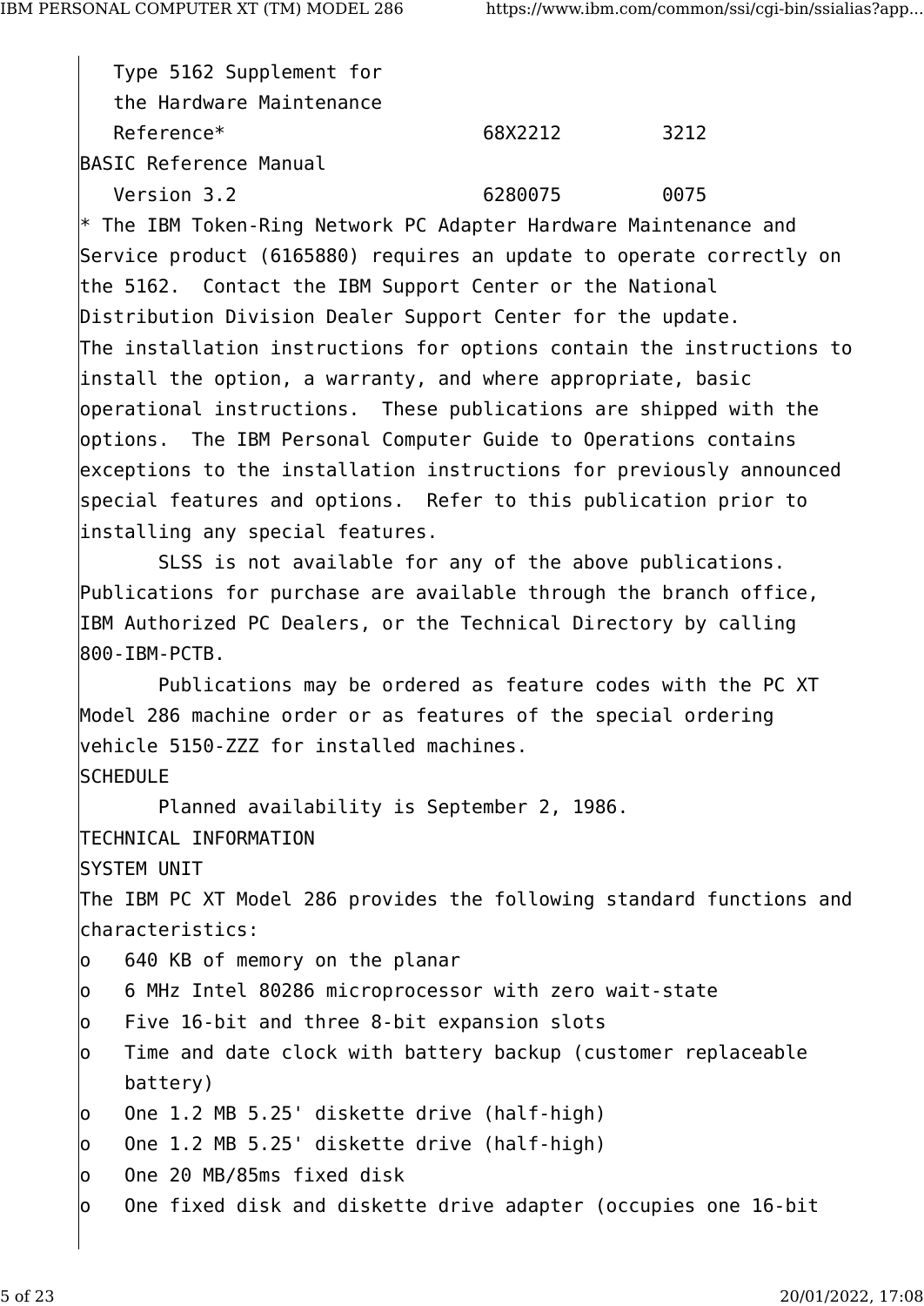| | | |
|---|---|---|
| Type 5162 Supplement for the Hardware Maintenance Reference* | 68X2212 | 3212 |
| BASIC Reference Manual Version 3.2 | 6280075 | 0075 |

* The IBM Token-Ring Network PC Adapter Hardware Maintenance and Service product (6165880) requires an update to operate correctly on the 5162. Contact the IBM Support Center or the National Distribution Division Dealer Support Center for the update.

The installation instructions for options contain the instructions to install the option, a warranty, and where appropriate, basic operational instructions. These publications are shipped with the options. The IBM Personal Computer Guide to Operations contains exceptions to the installation instructions for previously announced special features and options. Refer to this publication prior to installing any special features.

SLSS is not available for any of the above publications. Publications for purchase are available through the branch office, IBM Authorized PC Dealers, or the Technical Directory by calling 800-IBM-PCTB.

Publications may be ordered as feature codes with the PC XT Model 286 machine order or as features of the special ordering vehicle 5150-ZZZ for installed machines.

SCHEDULE

Planned availability is September 2, 1986.

TECHNICAL INFORMATION

SYSTEM UNIT

The IBM PC XT Model 286 provides the following standard functions and characteristics:

- 640 KB of memory on the planar
- 6 MHz Intel 80286 microprocessor with zero wait-state
- Five 16-bit and three 8-bit expansion slots
- Time and date clock with battery backup (customer replaceable battery)
- One 1.2 MB 5.25' diskette drive (half-high)
- One 1.2 MB 5.25' diskette drive (half-high)
- One 20 MB/85ms fixed disk
- One fixed disk and diskette drive adapter (occupies one 16-bit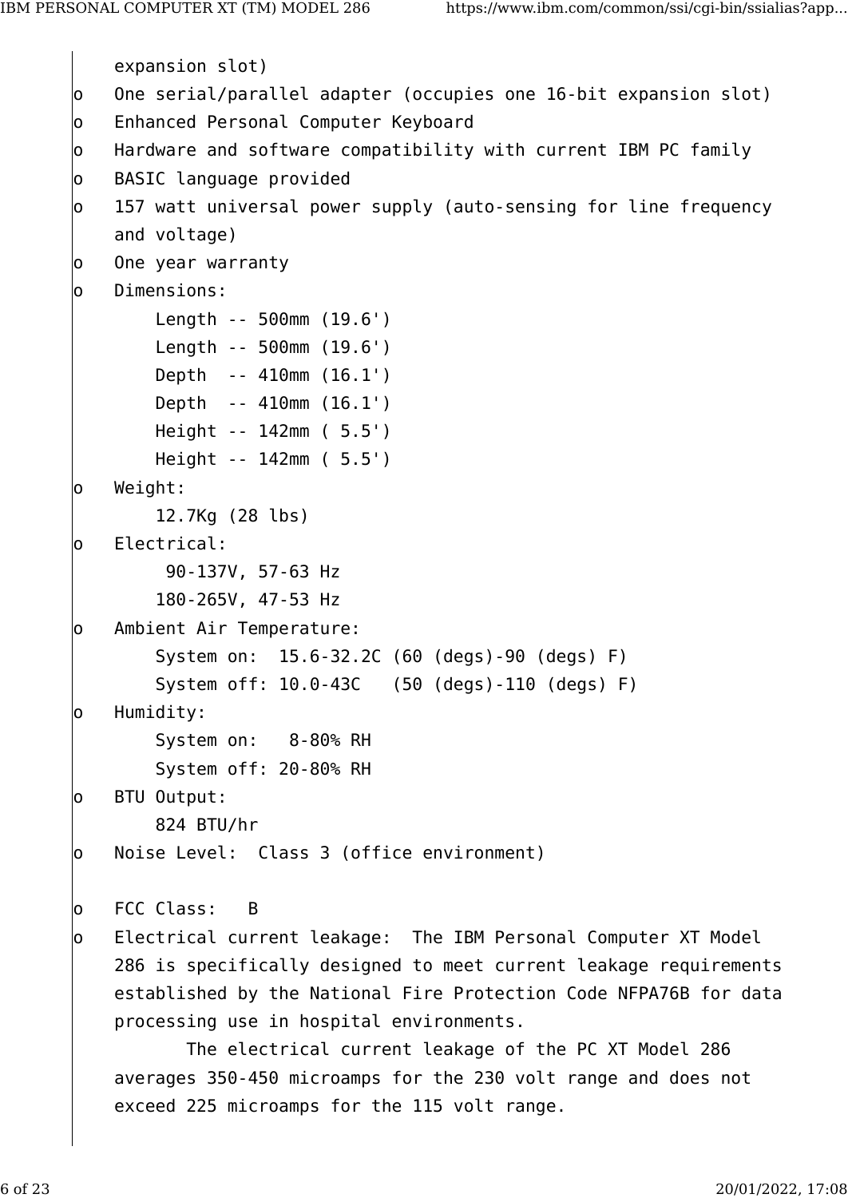expansion slot)

- One serial/parallel adapter (occupies one 16-bit expansion slot)
- Enhanced Personal Computer Keyboard
- Hardware and software compatibility with current IBM PC family
- BASIC language provided
- 157 watt universal power supply (auto-sensing for line frequency and voltage)
- One year warranty
- Dimensions:

    Length -- 500mm (19.6')
    Length -- 500mm (19.6')
    Depth  -- 410mm (16.1')
    Depth  -- 410mm (16.1')
    Height -- 142mm ( 5.5')
    Height -- 142mm ( 5.5')

- Weight:

    12.7Kg (28 lbs)

- Electrical:

     90-137V, 57-63 Hz
    180-265V, 47-53 Hz

- Ambient Air Temperature:

    System on:  15.6-32.2C (60 (degs)-90 (degs) F)
    System off: 10.0-43C   (50 (degs)-110 (degs) F)

- Humidity:

    System on:   8-80% RH
    System off: 20-80% RH

- BTU Output:

    824 BTU/hr

- Noise Level:  Class 3 (office environment)

- FCC Class:   B
- Electrical current leakage:  The IBM Personal Computer XT Model 286 is specifically designed to meet current leakage requirements established by the National Fire Protection Code NFPA76B for data processing use in hospital environments.

    The electrical current leakage of the PC XT Model 286 averages 350-450 microamps for the 230 volt range and does not exceed 225 microamps for the 115 volt range.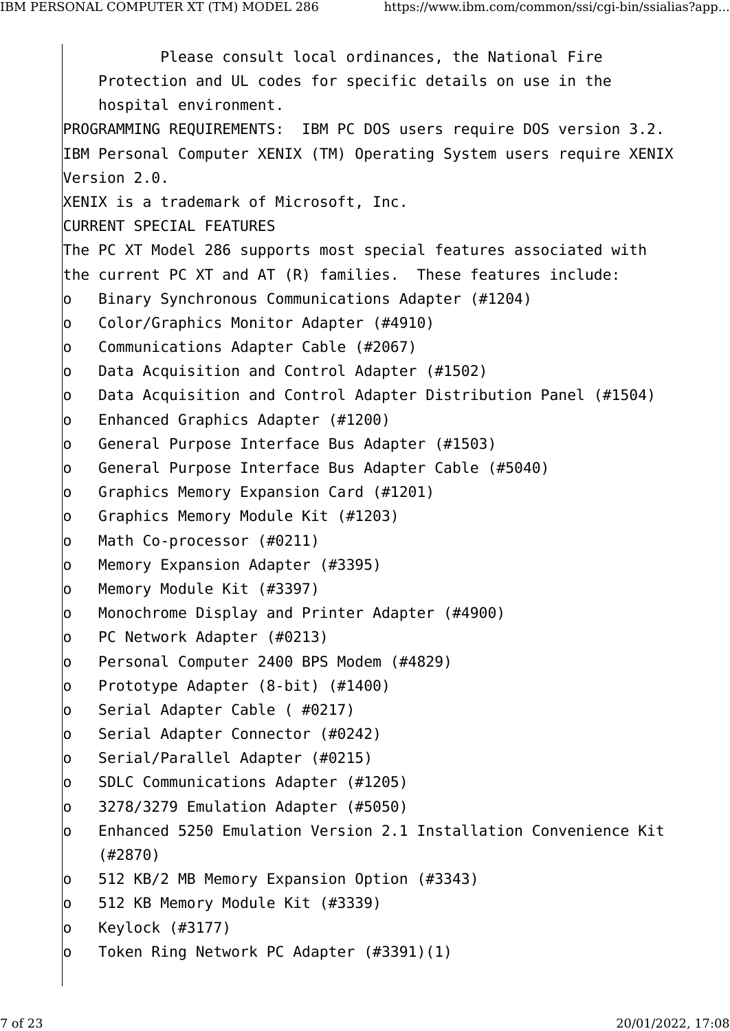Please consult local ordinances, the National Fire Protection and UL codes for specific details on use in the hospital environment.

PROGRAMMING REQUIREMENTS: IBM PC DOS users require DOS version 3.2. IBM Personal Computer XENIX (TM) Operating System users require XENIX Version 2.0.

XENIX is a trademark of Microsoft, Inc.

CURRENT SPECIAL FEATURES

The PC XT Model 286 supports most special features associated with the current PC XT and AT (R) families. These features include:

- Binary Synchronous Communications Adapter (#1204)
- Color/Graphics Monitor Adapter (#4910)
- Communications Adapter Cable (#2067)
- Data Acquisition and Control Adapter (#1502)
- Data Acquisition and Control Adapter Distribution Panel (#1504)
- Enhanced Graphics Adapter (#1200)
- General Purpose Interface Bus Adapter (#1503)
- General Purpose Interface Bus Adapter Cable (#5040)
- Graphics Memory Expansion Card (#1201)
- Graphics Memory Module Kit (#1203)
- Math Co-processor (#0211)
- Memory Expansion Adapter (#3395)
- Memory Module Kit (#3397)
- Monochrome Display and Printer Adapter (#4900)
- PC Network Adapter (#0213)
- Personal Computer 2400 BPS Modem (#4829)
- Prototype Adapter (8-bit) (#1400)
- Serial Adapter Cable ( #0217)
- Serial Adapter Connector (#0242)
- Serial/Parallel Adapter (#0215)
- SDLC Communications Adapter (#1205)
- 3278/3279 Emulation Adapter (#5050)
- Enhanced 5250 Emulation Version 2.1 Installation Convenience Kit (#2870)
- 512 KB/2 MB Memory Expansion Option (#3343)
- 512 KB Memory Module Kit (#3339)
- Keylock (#3177)
- Token Ring Network PC Adapter (#3391)(1)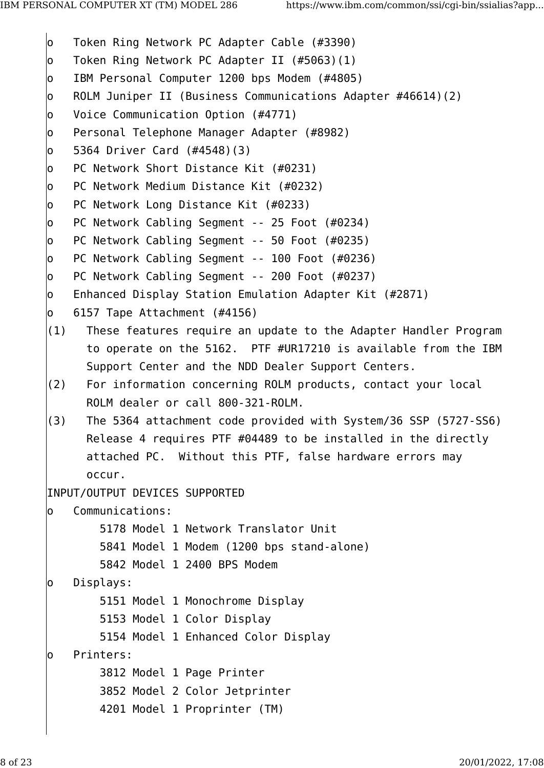- Token Ring Network PC Adapter Cable (#3390)
- Token Ring Network PC Adapter II (#5063)(1)
- IBM Personal Computer 1200 bps Modem (#4805)
- ROLM Juniper II (Business Communications Adapter #46614)(2)
- Voice Communication Option (#4771)
- Personal Telephone Manager Adapter (#8982)
- 5364 Driver Card (#4548)(3)
- PC Network Short Distance Kit (#0231)
- PC Network Medium Distance Kit (#0232)
- PC Network Long Distance Kit (#0233)
- PC Network Cabling Segment -- 25 Foot (#0234)
- PC Network Cabling Segment -- 50 Foot (#0235)
- PC Network Cabling Segment -- 100 Foot (#0236)
- PC Network Cabling Segment -- 200 Foot (#0237)
- Enhanced Display Station Emulation Adapter Kit (#2871)
- 6157 Tape Attachment (#4156)

(1) These features require an update to the Adapter Handler Program to operate on the 5162. PTF #UR17210 is available from the IBM Support Center and the NDD Dealer Support Centers.

(2) For information concerning ROLM products, contact your local ROLM dealer or call 800-321-ROLM.

(3) The 5364 attachment code provided with System/36 SSP (5727-SS6) Release 4 requires PTF #04489 to be installed in the directly attached PC. Without this PTF, false hardware errors may occur.

INPUT/OUTPUT DEVICES SUPPORTED

- Communications:
  - 5178 Model 1 Network Translator Unit
  - 5841 Model 1 Modem (1200 bps stand-alone)
  - 5842 Model 1 2400 BPS Modem
- Displays:
  - 5151 Model 1 Monochrome Display
  - 5153 Model 1 Color Display
  - 5154 Model 1 Enhanced Color Display
- Printers:
  - 3812 Model 1 Page Printer
  - 3852 Model 2 Color Jetprinter
  - 4201 Model 1 Proprinter (TM)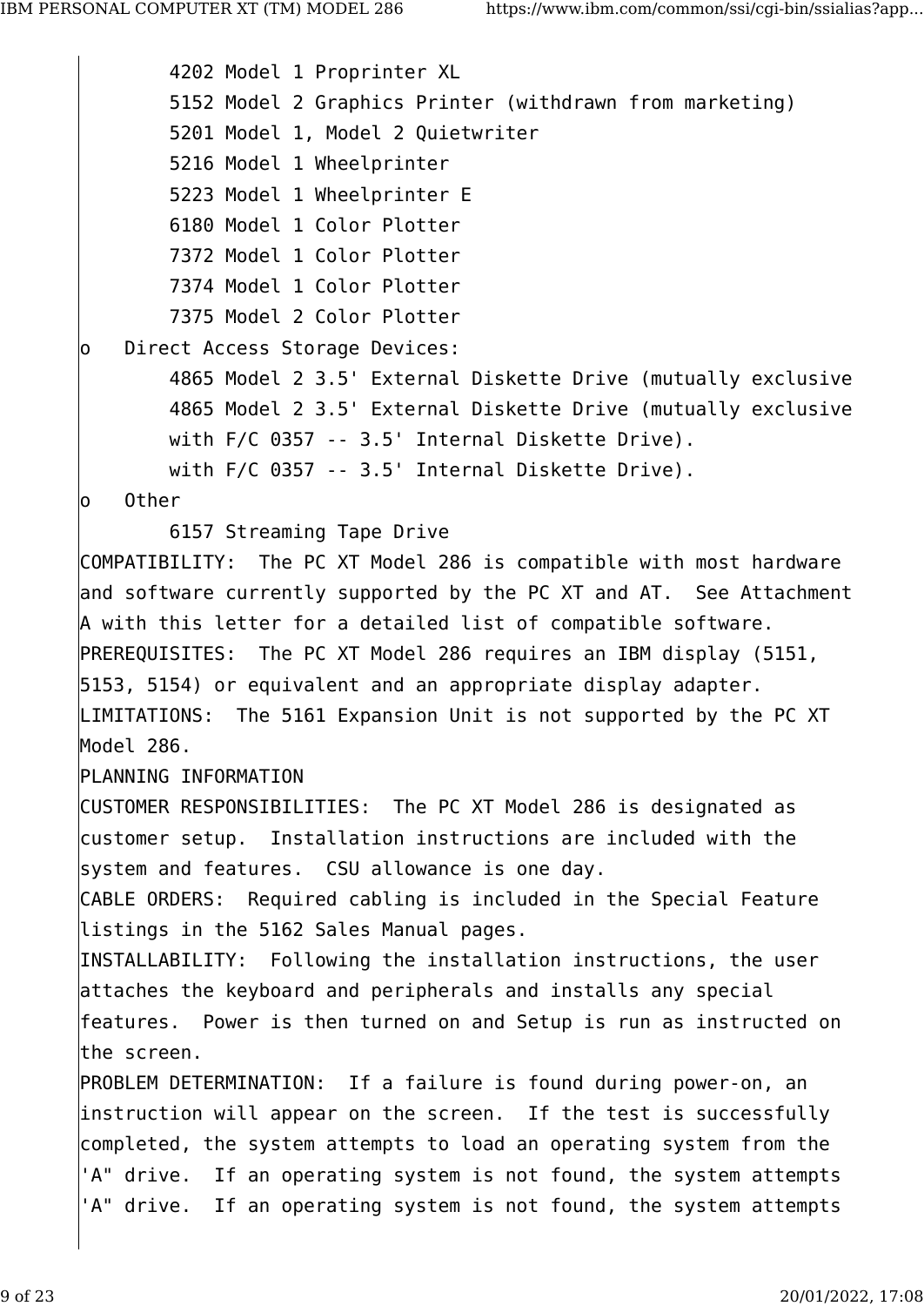4202 Model 1 Proprinter XL
5152 Model 2 Graphics Printer (withdrawn from marketing)
5201 Model 1, Model 2 Quietwriter
5216 Model 1 Wheelprinter
5223 Model 1 Wheelprinter E
6180 Model 1 Color Plotter
7372 Model 1 Color Plotter
7374 Model 1 Color Plotter
7375 Model 2 Color Plotter

- Direct Access Storage Devices:
  - 4865 Model 2 3.5' External Diskette Drive (mutually exclusive
  - 4865 Model 2 3.5' External Diskette Drive (mutually exclusive
  - with F/C 0357 -- 3.5' Internal Diskette Drive).
  - with F/C 0357 -- 3.5' Internal Diskette Drive).
- Other
  - 6157 Streaming Tape Drive

COMPATIBILITY: The PC XT Model 286 is compatible with most hardware and software currently supported by the PC XT and AT. See Attachment A with this letter for a detailed list of compatible software.

PREREQUISITES: The PC XT Model 286 requires an IBM display (5151, 5153, 5154) or equivalent and an appropriate display adapter.

LIMITATIONS: The 5161 Expansion Unit is not supported by the PC XT Model 286.

PLANNING INFORMATION

CUSTOMER RESPONSIBILITIES: The PC XT Model 286 is designated as customer setup. Installation instructions are included with the system and features. CSU allowance is one day.

CABLE ORDERS: Required cabling is included in the Special Feature listings in the 5162 Sales Manual pages.

INSTALLABILITY: Following the installation instructions, the user attaches the keyboard and peripherals and installs any special features. Power is then turned on and Setup is run as instructed on the screen.

PROBLEM DETERMINATION: If a failure is found during power-on, an instruction will appear on the screen. If the test is successfully completed, the system attempts to load an operating system from the 'A" drive. If an operating system is not found, the system attempts 'A" drive. If an operating system is not found, the system attempts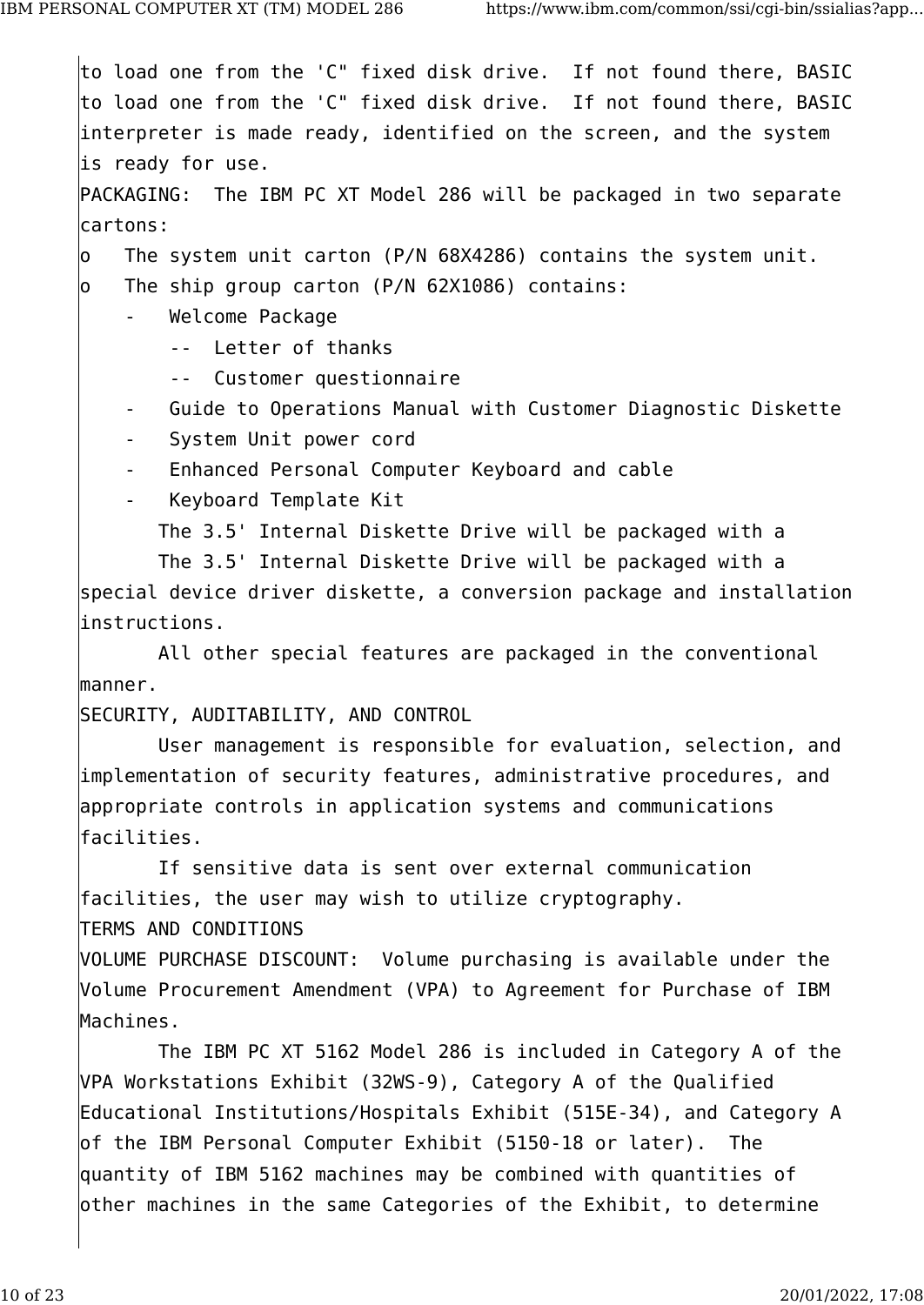to load one from the 'C" fixed disk drive.  If not found there, BASIC
to load one from the 'C" fixed disk drive.  If not found there, BASIC
interpreter is made ready, identified on the screen, and the system
is ready for use.

PACKAGING:  The IBM PC XT Model 286 will be packaged in two separate
cartons:

- o   The system unit carton (P/N 68X4286) contains the system unit.
- o   The ship group carton (P/N 62X1086) contains:
    - Welcome Package
        - Letter of thanks
        - Customer questionnaire
    - Guide to Operations Manual with Customer Diagnostic Diskette
    - System Unit power cord
    - Enhanced Personal Computer Keyboard and cable
    - Keyboard Template Kit

The 3.5' Internal Diskette Drive will be packaged with a
The 3.5' Internal Diskette Drive will be packaged with a
special device driver diskette, a conversion package and installation
instructions.

All other special features are packaged in the conventional
manner.

SECURITY, AUDITABILITY, AND CONTROL

User management is responsible for evaluation, selection, and
implementation of security features, administrative procedures, and
appropriate controls in application systems and communications
facilities.

If sensitive data is sent over external communication
facilities, the user may wish to utilize cryptography.

TERMS AND CONDITIONS

VOLUME PURCHASE DISCOUNT:  Volume purchasing is available under the
Volume Procurement Amendment (VPA) to Agreement for Purchase of IBM
Machines.

The IBM PC XT 5162 Model 286 is included in Category A of the
VPA Workstations Exhibit (32WS-9), Category A of the Qualified
Educational Institutions/Hospitals Exhibit (515E-34), and Category A
of the IBM Personal Computer Exhibit (5150-18 or later).  The
quantity of IBM 5162 machines may be combined with quantities of
other machines in the same Categories of the Exhibit, to determine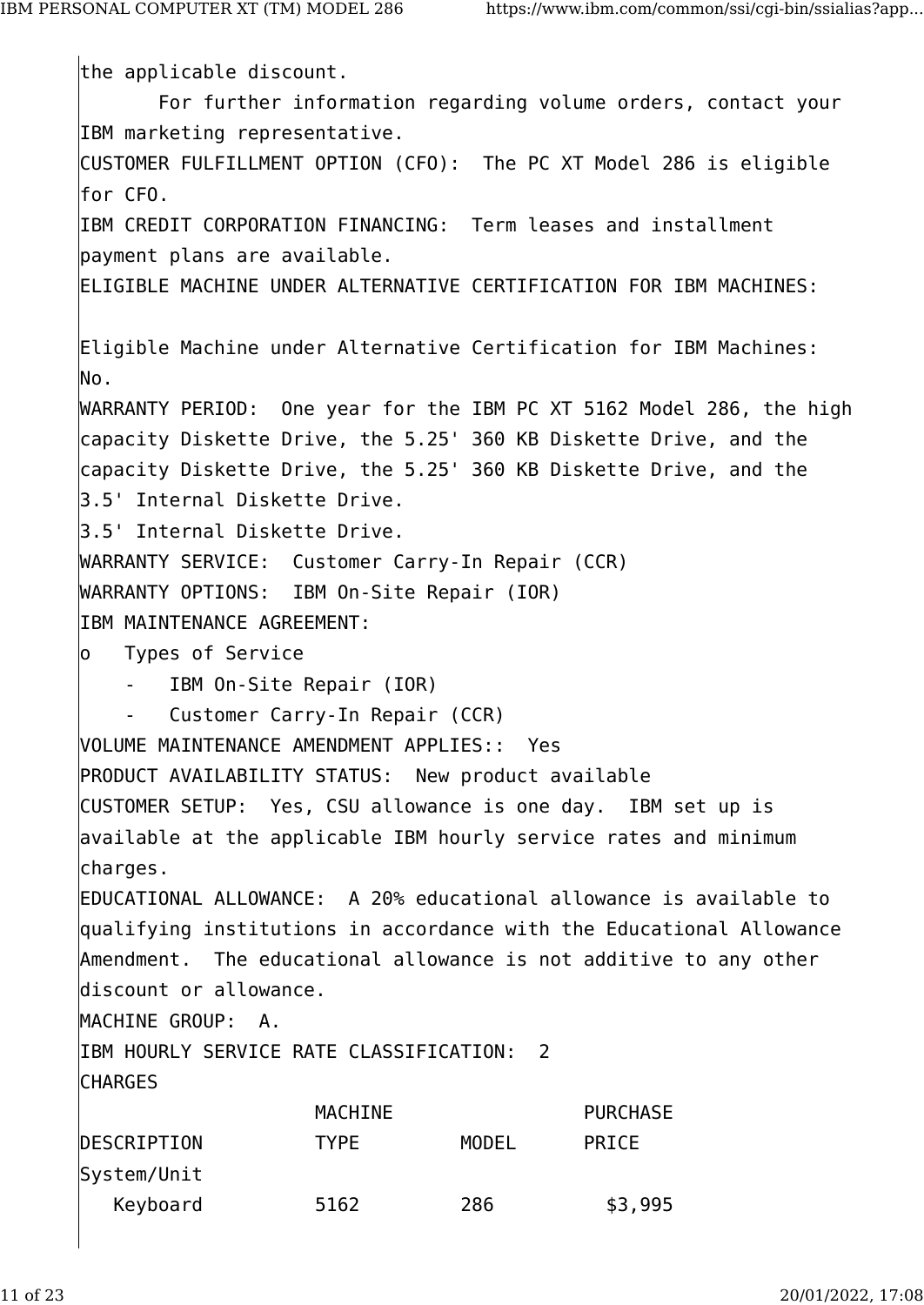the applicable discount.

For further information regarding volume orders, contact your IBM marketing representative.

CUSTOMER FULFILLMENT OPTION (CFO): The PC XT Model 286 is eligible for CFO.

IBM CREDIT CORPORATION FINANCING: Term leases and installment payment plans are available.

ELIGIBLE MACHINE UNDER ALTERNATIVE CERTIFICATION FOR IBM MACHINES:

Eligible Machine under Alternative Certification for IBM Machines: No.

WARRANTY PERIOD: One year for the IBM PC XT 5162 Model 286, the high capacity Diskette Drive, the 5.25' 360 KB Diskette Drive, and the capacity Diskette Drive, the 5.25' 360 KB Diskette Drive, and the 3.5' Internal Diskette Drive.
3.5' Internal Diskette Drive.

WARRANTY SERVICE: Customer Carry-In Repair (CCR)

WARRANTY OPTIONS: IBM On-Site Repair (IOR)

IBM MAINTENANCE AGREEMENT:

- o Types of Service
  - IBM On-Site Repair (IOR)
  - Customer Carry-In Repair (CCR)

VOLUME MAINTENANCE AMENDMENT APPLIES:: Yes

PRODUCT AVAILABILITY STATUS: New product available

CUSTOMER SETUP: Yes, CSU allowance is one day. IBM set up is available at the applicable IBM hourly service rates and minimum charges.

EDUCATIONAL ALLOWANCE: A 20% educational allowance is available to qualifying institutions in accordance with the Educational Allowance Amendment. The educational allowance is not additive to any other discount or allowance.

MACHINE GROUP: A.

IBM HOURLY SERVICE RATE CLASSIFICATION: 2

CHARGES

| DESCRIPTION | MACHINE TYPE | MODEL | PURCHASE PRICE |
|---|---|---|---|
| System/Unit | | | |
| Keyboard | 5162 | 286 | $3,995 |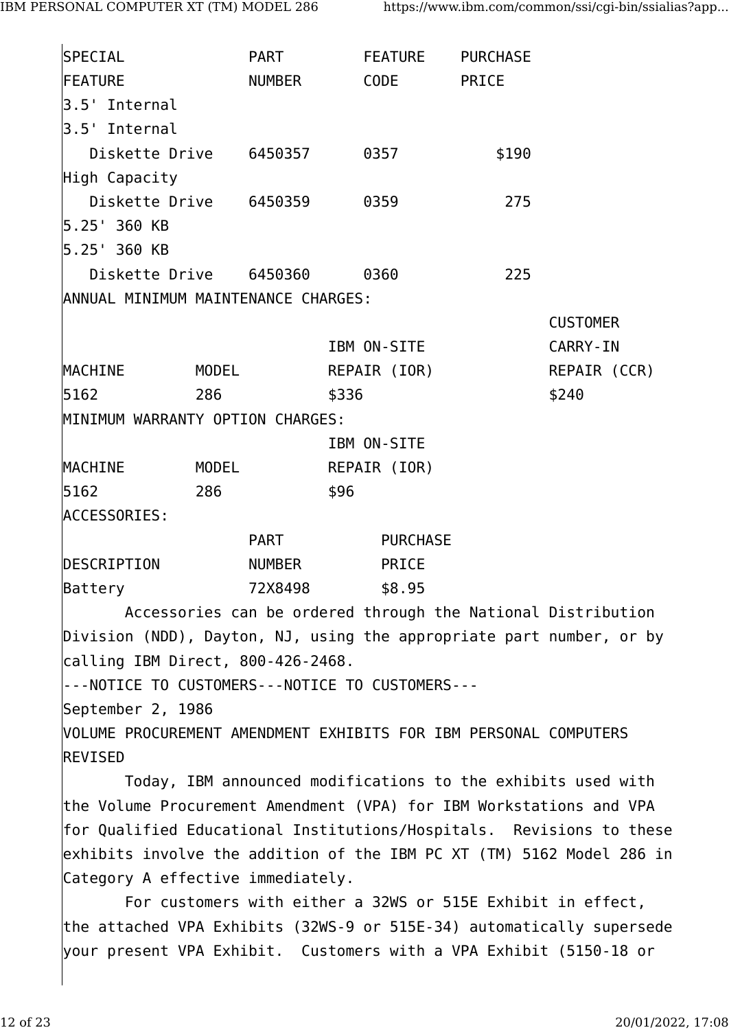| SPECIAL FEATURE | PART NUMBER | FEATURE CODE | PURCHASE PRICE |
|---|---|---|---|
| 3.5' Internal | | | |
| 3.5' Internal Diskette Drive | 6450357 | 0357 | $190 |
| High Capacity Diskette Drive | 6450359 | 0359 | 275 |
| 5.25' 360 KB | | | |
| 5.25' 360 KB Diskette Drive | 6450360 | 0360 | 225 |

ANNUAL MINIMUM MAINTENANCE CHARGES:

| MACHINE | MODEL | IBM ON-SITE REPAIR (IOR) | CUSTOMER CARRY-IN REPAIR (CCR) |
|---|---|---|---|
| 5162 | 286 | $336 | $240 |

MINIMUM WARRANTY OPTION CHARGES:

| MACHINE | MODEL | IBM ON-SITE REPAIR (IOR) |
|---|---|---|
| 5162 | 286 | $96 |

ACCESSORIES:

| DESCRIPTION | PART NUMBER | PURCHASE PRICE |
|---|---|---|
| Battery | 72X8498 | $8.95 |

Accessories can be ordered through the National Distribution Division (NDD), Dayton, NJ, using the appropriate part number, or by calling IBM Direct, 800-426-2468.

---NOTICE TO CUSTOMERS---NOTICE TO CUSTOMERS---

September 2, 1986

VOLUME PROCUREMENT AMENDMENT EXHIBITS FOR IBM PERSONAL COMPUTERS REVISED

Today, IBM announced modifications to the exhibits used with the Volume Procurement Amendment (VPA) for IBM Workstations and VPA for Qualified Educational Institutions/Hospitals. Revisions to these exhibits involve the addition of the IBM PC XT (TM) 5162 Model 286 in Category A effective immediately.

For customers with either a 32WS or 515E Exhibit in effect, the attached VPA Exhibits (32WS-9 or 515E-34) automatically supersede your present VPA Exhibit. Customers with a VPA Exhibit (5150-18 or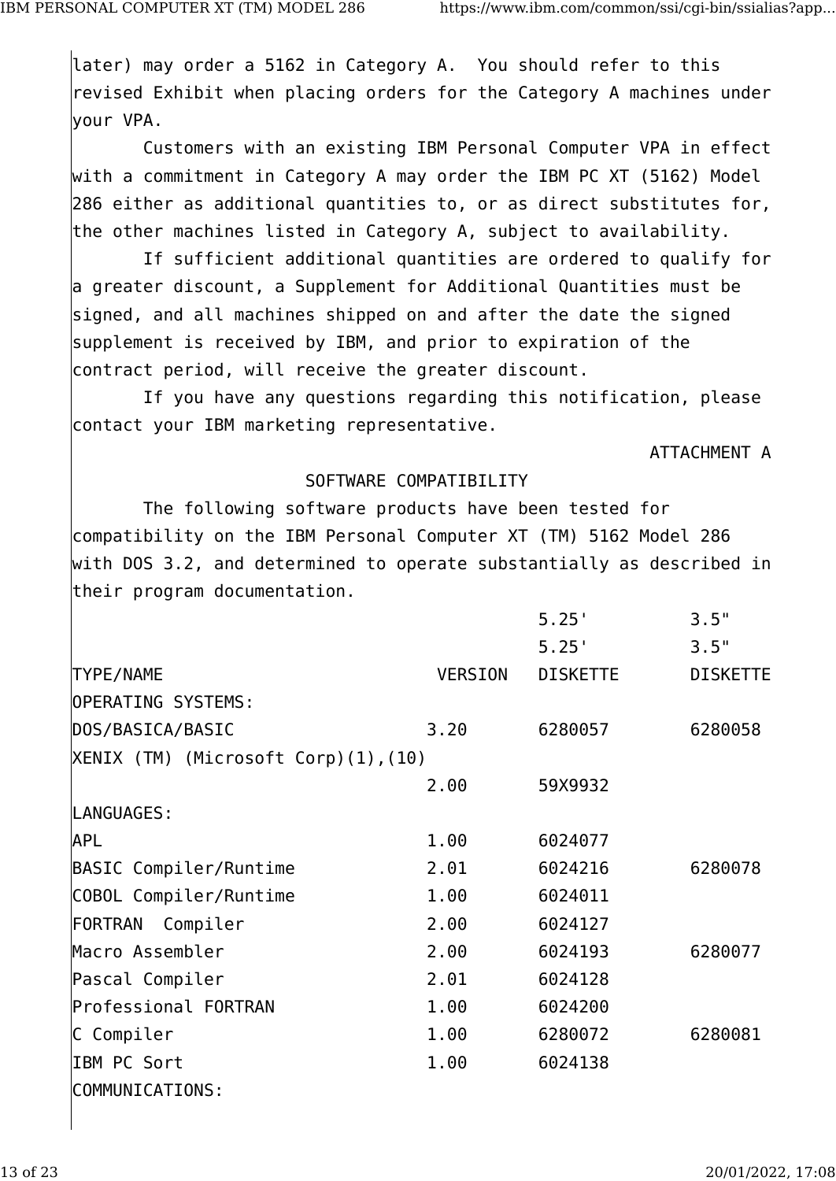later) may order a 5162 in Category A. You should refer to this revised Exhibit when placing orders for the Category A machines under your VPA.

Customers with an existing IBM Personal Computer VPA in effect with a commitment in Category A may order the IBM PC XT (5162) Model 286 either as additional quantities to, or as direct substitutes for, the other machines listed in Category A, subject to availability.

If sufficient additional quantities are ordered to qualify for a greater discount, a Supplement for Additional Quantities must be signed, and all machines shipped on and after the date the signed supplement is received by IBM, and prior to expiration of the contract period, will receive the greater discount.

If you have any questions regarding this notification, please contact your IBM marketing representative.

ATTACHMENT A

## SOFTWARE COMPATIBILITY

The following software products have been tested for compatibility on the IBM Personal Computer XT (TM) 5162 Model 286 with DOS 3.2, and determined to operate substantially as described in their program documentation.

| TYPE/NAME | VERSION | 5.25' 5.25' DISKETTE | 3.5" 3.5" DISKETTE |
|---|---|---|---|
| OPERATING SYSTEMS: | | | |
| DOS/BASICA/BASIC | 3.20 | 6280057 | 6280058 |
| XENIX (TM) (Microsoft Corp)(1),(10) | 2.00 | 59X9932 | |
| LANGUAGES: | | | |
| APL | 1.00 | 6024077 | |
| BASIC Compiler/Runtime | 2.01 | 6024216 | 6280078 |
| COBOL Compiler/Runtime | 1.00 | 6024011 | |
| FORTRAN Compiler | 2.00 | 6024127 | |
| Macro Assembler | 2.00 | 6024193 | 6280077 |
| Pascal Compiler | 2.01 | 6024128 | |
| Professional FORTRAN | 1.00 | 6024200 | |
| C Compiler | 1.00 | 6280072 | 6280081 |
| IBM PC Sort | 1.00 | 6024138 | |
| COMMUNICATIONS: | | | |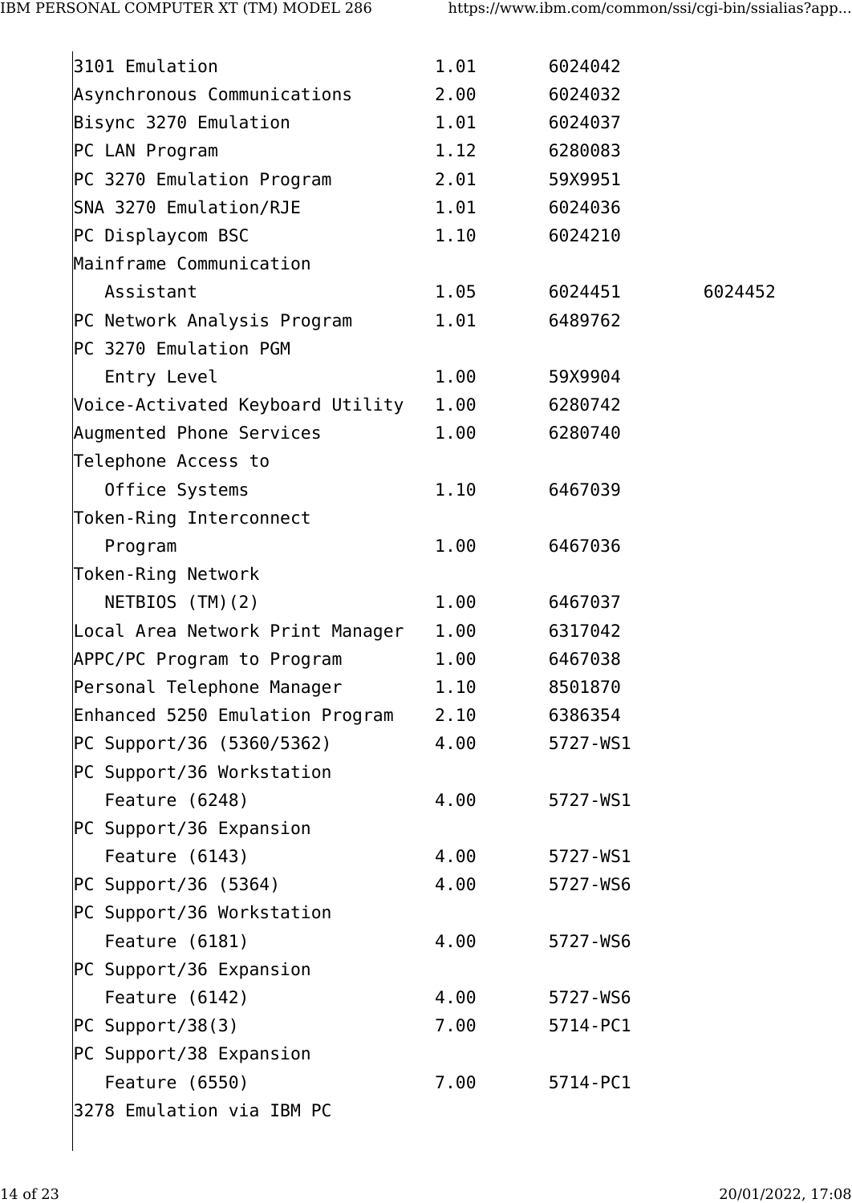```
3101 Emulation                     1.01       6024042
Asynchronous Communications        2.00       6024032
Bisync 3270 Emulation              1.01       6024037
PC LAN Program                     1.12       6280083
PC 3270 Emulation Program          2.01       59X9951
SNA 3270 Emulation/RJE             1.01       6024036
PC Displaycom BSC                  1.10       6024210
Mainframe Communication
   Assistant                       1.05       6024451        6024452
PC Network Analysis Program        1.01       6489762
PC 3270 Emulation PGM
   Entry Level                     1.00       59X9904
Voice-Activated Keyboard Utility   1.00       6280742
Augmented Phone Services           1.00       6280740
Telephone Access to
   Office Systems                  1.10       6467039
Token-Ring Interconnect
   Program                         1.00       6467036
Token-Ring Network
   NETBIOS (TM)(2)                 1.00       6467037
Local Area Network Print Manager   1.00       6317042
APPC/PC Program to Program         1.00       6467038
Personal Telephone Manager         1.10       8501870
Enhanced 5250 Emulation Program    2.10       6386354
PC Support/36 (5360/5362)          4.00       5727-WS1
PC Support/36 Workstation
   Feature (6248)                  4.00       5727-WS1
PC Support/36 Expansion
   Feature (6143)                  4.00       5727-WS1
PC Support/36 (5364)               4.00       5727-WS6
PC Support/36 Workstation
   Feature (6181)                  4.00       5727-WS6
PC Support/36 Expansion
   Feature (6142)                  4.00       5727-WS6
PC Support/38(3)                   7.00       5714-PC1
PC Support/38 Expansion
   Feature (6550)                  7.00       5714-PC1
3278 Emulation via IBM PC
```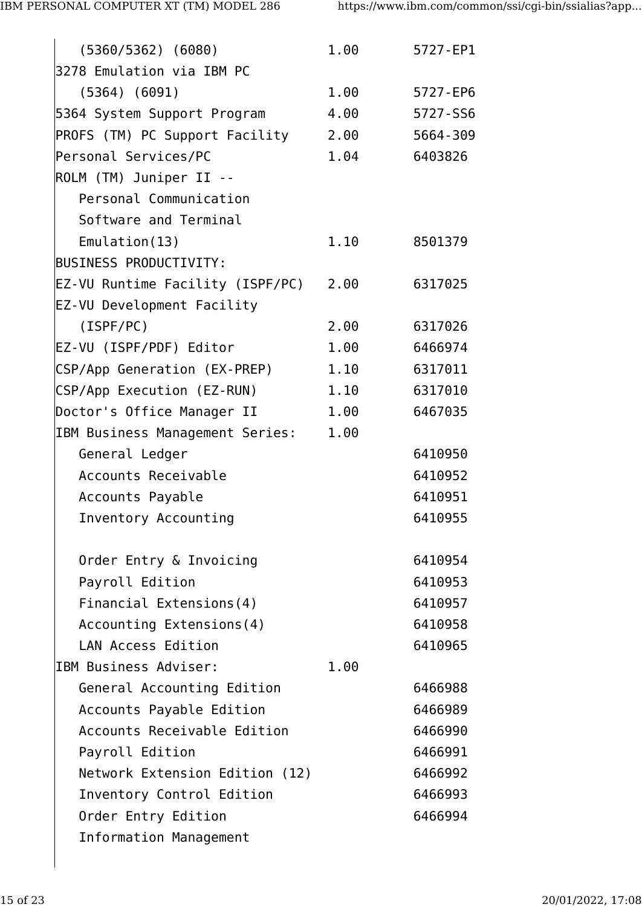```
   (5360/5362) (6080)             1.00       5727-EP1
3278 Emulation via IBM PC
   (5364) (6091)                  1.00       5727-EP6
5364 System Support Program       4.00       5727-SS6
PROFS (TM) PC Support Facility    2.00       5664-309
Personal Services/PC              1.04       6403826
ROLM (TM) Juniper II --
   Personal Communication
   Software and Terminal
   Emulation(13)                  1.10       8501379
BUSINESS PRODUCTIVITY:
EZ-VU Runtime Facility (ISPF/PC)  2.00       6317025
EZ-VU Development Facility
   (ISPF/PC)                      2.00       6317026
EZ-VU (ISPF/PDF) Editor           1.00       6466974
CSP/App Generation (EX-PREP)      1.10       6317011
CSP/App Execution (EZ-RUN)        1.10       6317010
Doctor's Office Manager II        1.00       6467035
IBM Business Management Series:   1.00
   General Ledger                            6410950
   Accounts Receivable                       6410952
   Accounts Payable                          6410951
   Inventory Accounting                      6410955

   Order Entry & Invoicing                   6410954
   Payroll Edition                           6410953
   Financial Extensions(4)                   6410957
   Accounting Extensions(4)                  6410958
   LAN Access Edition                        6410965
IBM Business Adviser:             1.00
   General Accounting Edition                6466988
   Accounts Payable Edition                  6466989
   Accounts Receivable Edition               6466990
   Payroll Edition                           6466991
   Network Extension Edition (12)            6466992
   Inventory Control Edition                 6466993
   Order Entry Edition                       6466994
   Information Management
```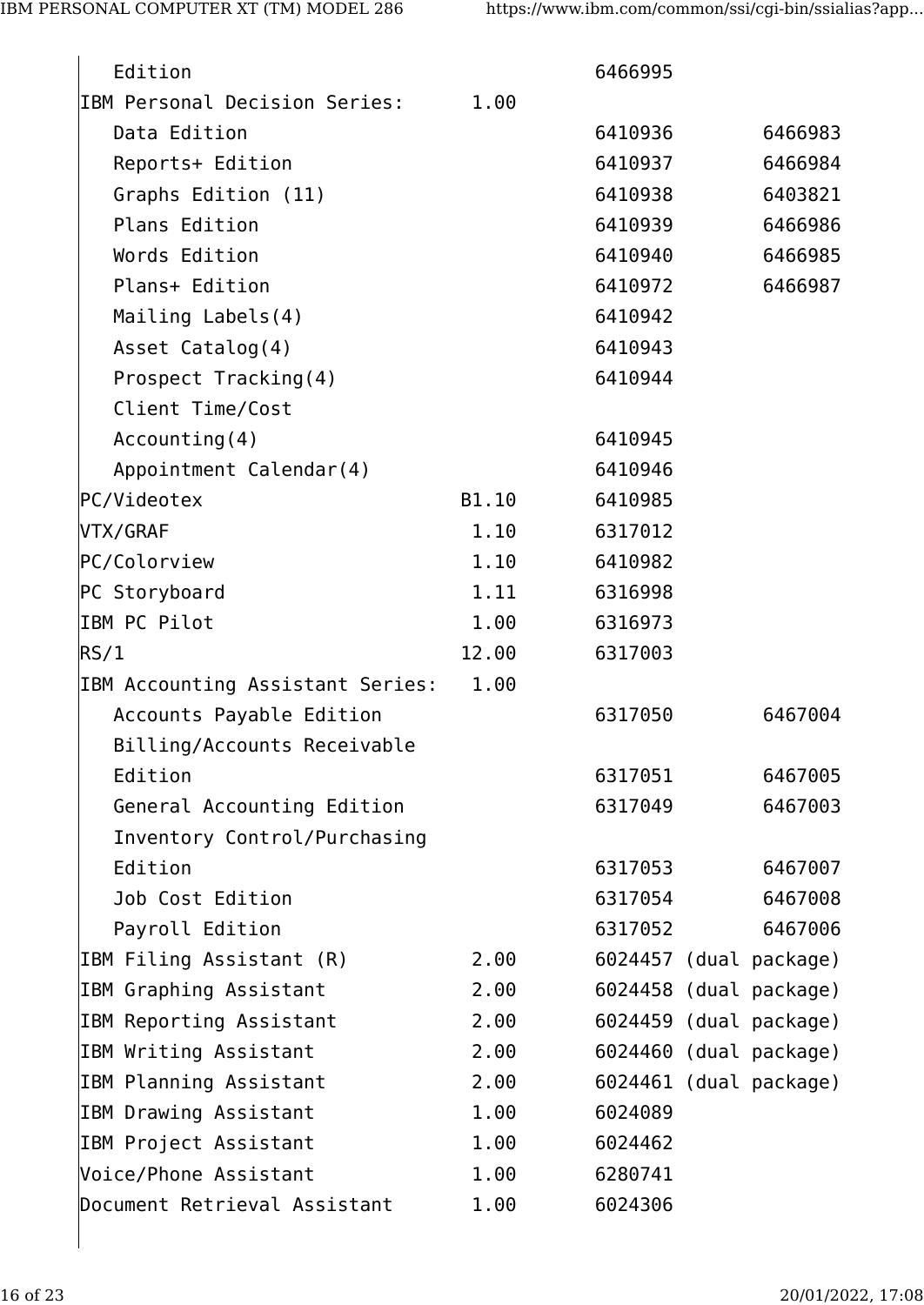```
   Edition                                  6466995
IBM Personal Decision Series:      1.00
   Data Edition                             6410936        6466983
   Reports+ Edition                         6410937        6466984
   Graphs Edition (11)                      6410938        6403821
   Plans Edition                            6410939        6466986
   Words Edition                            6410940        6466985
   Plans+ Edition                           6410972        6466987
   Mailing Labels(4)                        6410942
   Asset Catalog(4)                         6410943
   Prospect Tracking(4)                     6410944
   Client Time/Cost
   Accounting(4)                            6410945
   Appointment Calendar(4)                  6410946
PC/Videotex                       B1.10     6410985
VTX/GRAF                           1.10     6317012
PC/Colorview                       1.10     6410982
PC Storyboard                      1.11     6316998
IBM PC Pilot                       1.00     6316973
RS/1                              12.00     6317003
IBM Accounting Assistant Series:   1.00
   Accounts Payable Edition                 6317050        6467004
   Billing/Accounts Receivable
   Edition                                  6317051        6467005
   General Accounting Edition               6317049        6467003
   Inventory Control/Purchasing
   Edition                                  6317053        6467007
   Job Cost Edition                         6317054        6467008
   Payroll Edition                          6317052        6467006
IBM Filing Assistant (R)           2.00     6024457 (dual package)
IBM Graphing Assistant             2.00     6024458 (dual package)
IBM Reporting Assistant            2.00     6024459 (dual package)
IBM Writing Assistant              2.00     6024460 (dual package)
IBM Planning Assistant             2.00     6024461 (dual package)
IBM Drawing Assistant              1.00     6024089
IBM Project Assistant              1.00     6024462
Voice/Phone Assistant              1.00     6280741
Document Retrieval Assistant       1.00     6024306
```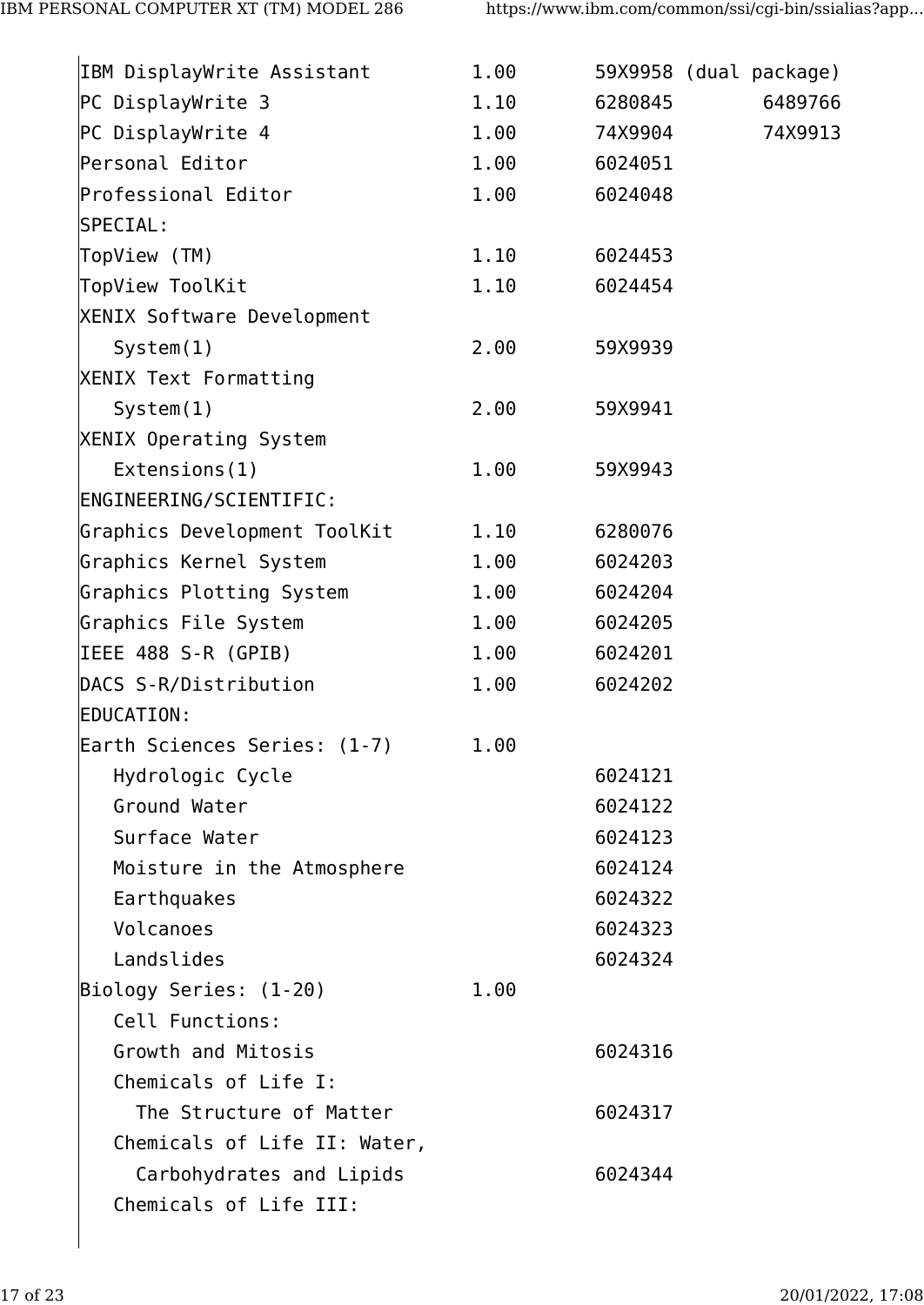```
IBM DisplayWrite Assistant         1.00       59X9958 (dual package)
PC DisplayWrite 3                  1.10       6280845        6489766
PC DisplayWrite 4                  1.00       74X9904        74X9913
Personal Editor                    1.00       6024051
Professional Editor                1.00       6024048
SPECIAL:
TopView (TM)                       1.10       6024453
TopView ToolKit                    1.10       6024454
XENIX Software Development
   System(1)                       2.00       59X9939
XENIX Text Formatting
   System(1)                       2.00       59X9941
XENIX Operating System
   Extensions(1)                   1.00       59X9943
ENGINEERING/SCIENTIFIC:
Graphics Development ToolKit       1.10       6280076
Graphics Kernel System             1.00       6024203
Graphics Plotting System           1.00       6024204
Graphics File System               1.00       6024205
IEEE 488 S-R (GPIB)                1.00       6024201
DACS S-R/Distribution              1.00       6024202
EDUCATION:
Earth Sciences Series: (1-7)       1.00
   Hydrologic Cycle                           6024121
   Ground Water                               6024122
   Surface Water                              6024123
   Moisture in the Atmosphere                 6024124
   Earthquakes                                6024322
   Volcanoes                                  6024323
   Landslides                                 6024324
Biology Series: (1-20)             1.00
   Cell Functions:
   Growth and Mitosis                         6024316
   Chemicals of Life I:
     The Structure of Matter                  6024317
   Chemicals of Life II: Water,
     Carbohydrates and Lipids                 6024344
   Chemicals of Life III:
```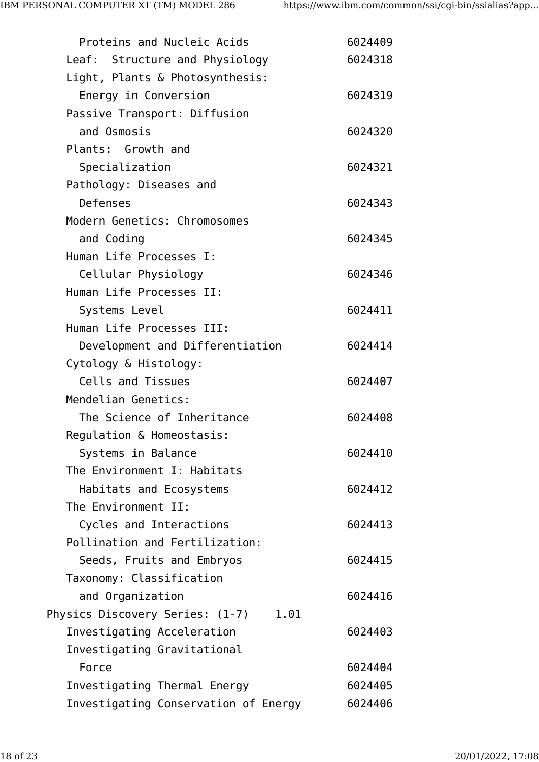```
    Proteins and Nucleic Acids              6024409
  Leaf:  Structure and Physiology           6024318
  Light, Plants & Photosynthesis:
    Energy in Conversion                    6024319
  Passive Transport: Diffusion
    and Osmosis                             6024320
  Plants:  Growth and
    Specialization                          6024321
  Pathology: Diseases and
    Defenses                                6024343
  Modern Genetics: Chromosomes
    and Coding                              6024345
  Human Life Processes I:
    Cellular Physiology                     6024346
  Human Life Processes II:
    Systems Level                           6024411
  Human Life Processes III:
    Development and Differentiation         6024414
  Cytology & Histology:
    Cells and Tissues                       6024407
  Mendelian Genetics:
    The Science of Inheritance              6024408
  Regulation & Homeostasis:
    Systems in Balance                      6024410
  The Environment I: Habitats
    Habitats and Ecosystems                 6024412
  The Environment II:
    Cycles and Interactions                 6024413
  Pollination and Fertilization:
    Seeds, Fruits and Embryos               6024415
  Taxonomy: Classification
    and Organization                        6024416
Physics Discovery Series: (1-7)    1.01
  Investigating Acceleration                6024403
  Investigating Gravitational
    Force                                   6024404
  Investigating Thermal Energy              6024405
  Investigating Conservation of Energy      6024406
```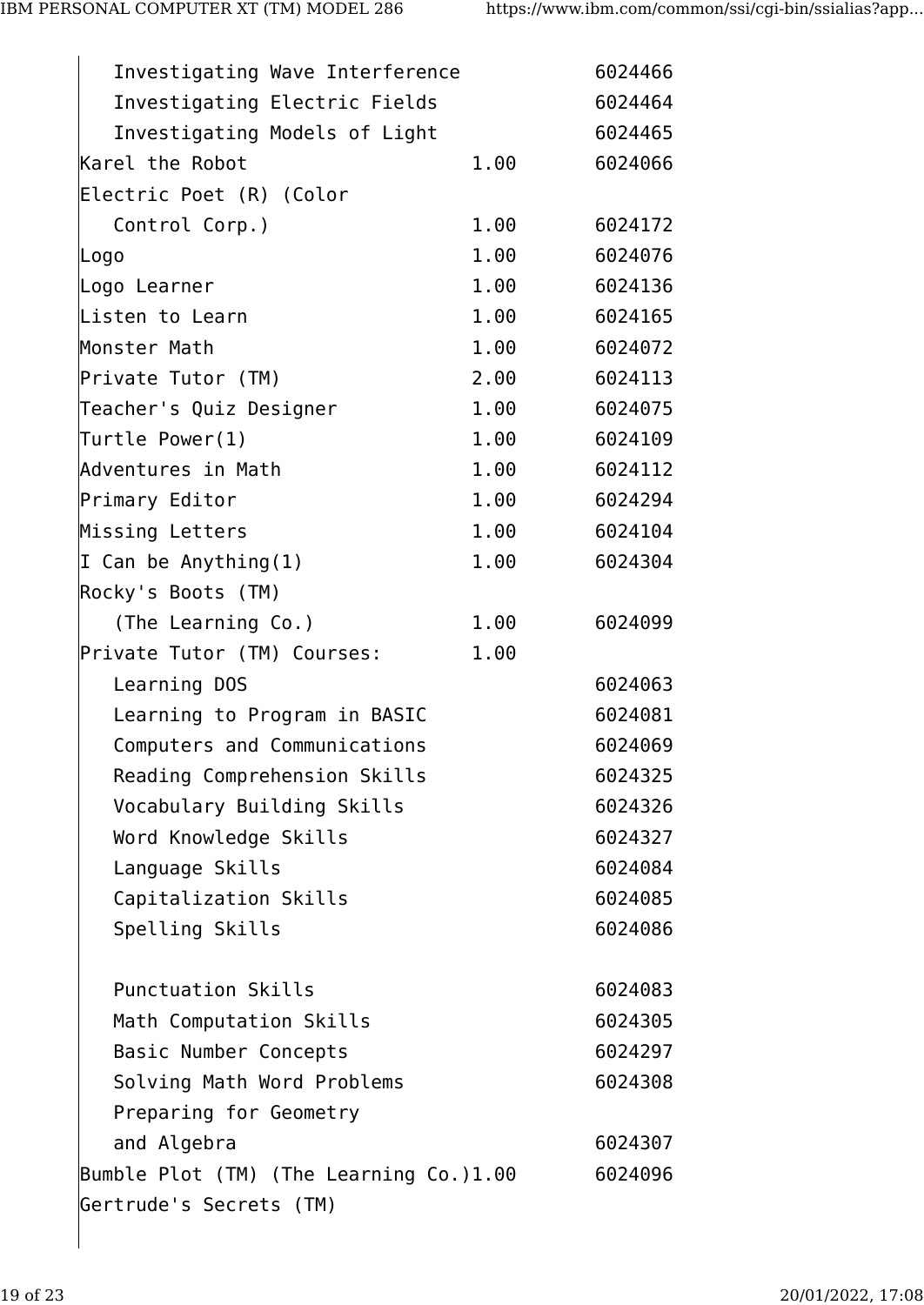```
   Investigating Wave Interference           6024466
   Investigating Electric Fields             6024464
   Investigating Models of Light             6024465
Karel the Robot                 1.00       6024066
Electric Poet (R) (Color
   Control Corp.)               1.00       6024172
Logo                            1.00       6024076
Logo Learner                    1.00       6024136
Listen to Learn                 1.00       6024165
Monster Math                    1.00       6024072
Private Tutor (TM)              2.00       6024113
Teacher's Quiz Designer         1.00       6024075
Turtle Power(1)                 1.00       6024109
Adventures in Math              1.00       6024112
Primary Editor                  1.00       6024294
Missing Letters                 1.00       6024104
I Can be Anything(1)            1.00       6024304
Rocky's Boots (TM)
   (The Learning Co.)           1.00       6024099
Private Tutor (TM) Courses:     1.00
   Learning DOS                            6024063
   Learning to Program in BASIC            6024081
   Computers and Communications            6024069
   Reading Comprehension Skills            6024325
   Vocabulary Building Skills              6024326
   Word Knowledge Skills                   6024327
   Language Skills                         6024084
   Capitalization Skills                   6024085
   Spelling Skills                         6024086

   Punctuation Skills                      6024083
   Math Computation Skills                 6024305
   Basic Number Concepts                   6024297
   Solving Math Word Problems              6024308
   Preparing for Geometry
   and Algebra                             6024307
Bumble Plot (TM) (The Learning Co.)1.00    6024096
Gertrude's Secrets (TM)
```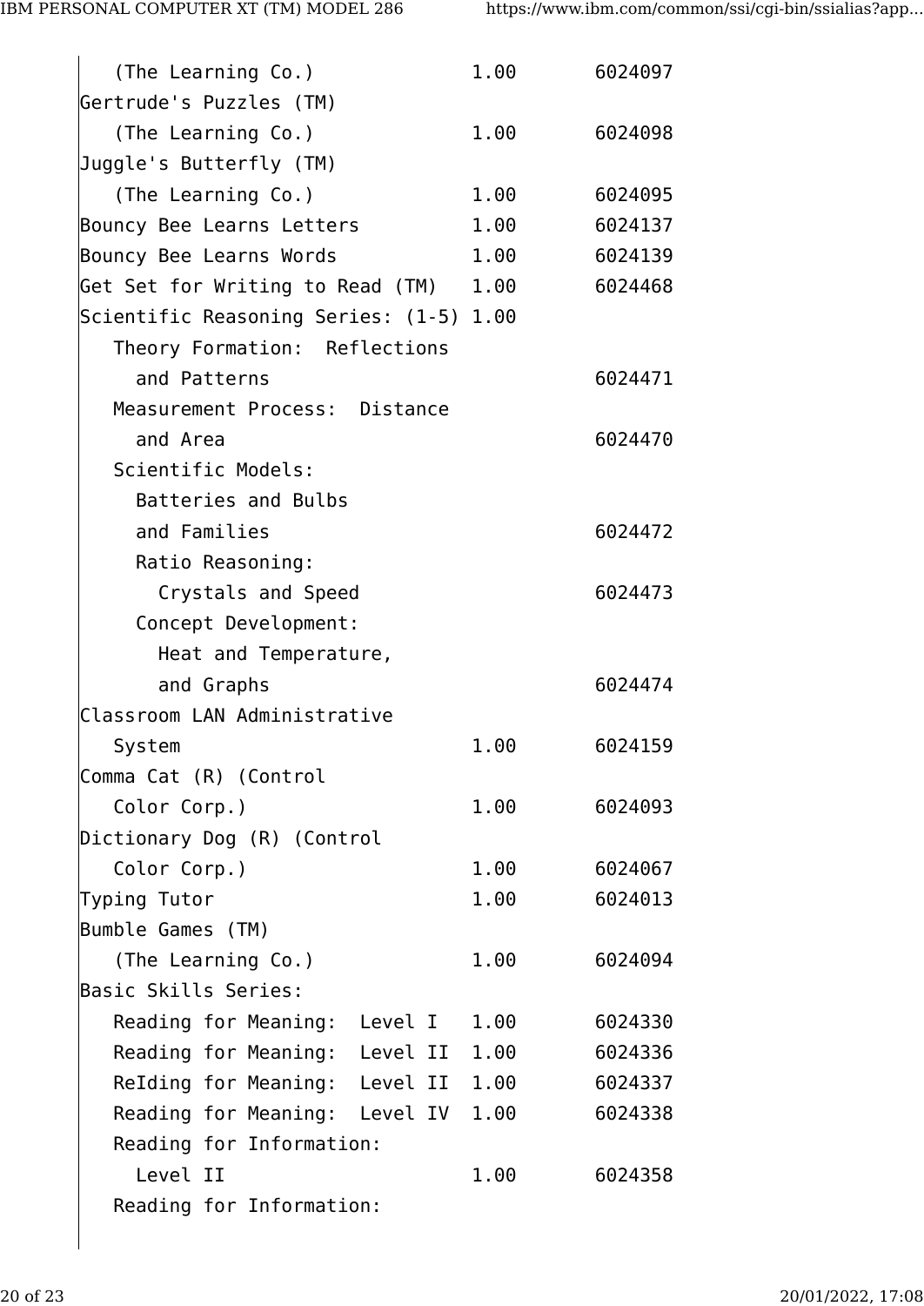```
   (The Learning Co.)             1.00       6024097
Gertrude's Puzzles (TM)
   (The Learning Co.)             1.00       6024098
Juggle's Butterfly (TM)
   (The Learning Co.)             1.00       6024095
Bouncy Bee Learns Letters         1.00       6024137
Bouncy Bee Learns Words           1.00       6024139
Get Set for Writing to Read (TM)  1.00       6024468
Scientific Reasoning Series: (1-5) 1.00
   Theory Formation:  Reflections
     and Patterns                            6024471
   Measurement Process:  Distance
     and Area                                6024470
   Scientific Models:
     Batteries and Bulbs
     and Families                            6024472
     Ratio Reasoning:
       Crystals and Speed                    6024473
     Concept Development:
       Heat and Temperature,
       and Graphs                            6024474
Classroom LAN Administrative
   System                         1.00       6024159
Comma Cat (R) (Control
   Color Corp.)                   1.00       6024093
Dictionary Dog (R) (Control
   Color Corp.)                   1.00       6024067
Typing Tutor                      1.00       6024013
Bumble Games (TM)
   (The Learning Co.)             1.00       6024094
Basic Skills Series:
   Reading for Meaning:  Level I   1.00       6024330
   Reading for Meaning:  Level II  1.00       6024336
   ReIding for Meaning:  Level II  1.00       6024337
   Reading for Meaning:  Level IV  1.00       6024338
   Reading for Information:
     Level II                     1.00       6024358
   Reading for Information:
```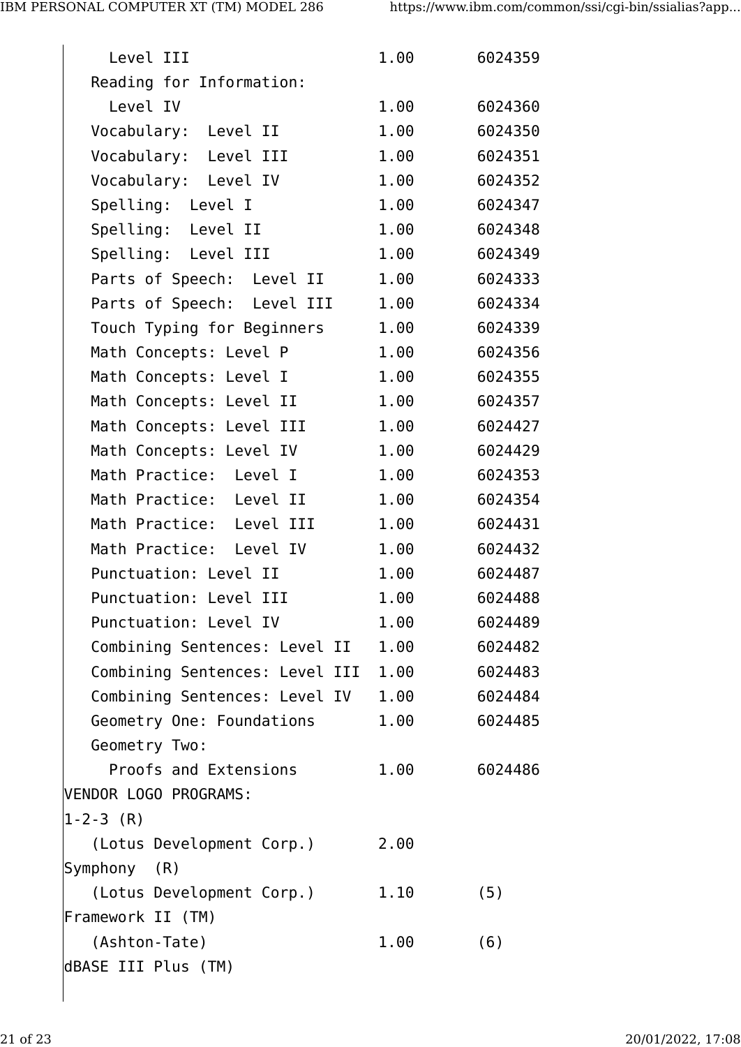```
     Level III                    1.00       6024359
   Reading for Information:
     Level IV                     1.00       6024360
   Vocabulary:  Level II          1.00       6024350
   Vocabulary:  Level III         1.00       6024351
   Vocabulary:  Level IV          1.00       6024352
   Spelling:  Level I             1.00       6024347
   Spelling:  Level II            1.00       6024348
   Spelling:  Level III           1.00       6024349
   Parts of Speech:  Level II     1.00       6024333
   Parts of Speech:  Level III    1.00       6024334
   Touch Typing for Beginners     1.00       6024339
   Math Concepts: Level P         1.00       6024356
   Math Concepts: Level I         1.00       6024355
   Math Concepts: Level II        1.00       6024357
   Math Concepts: Level III       1.00       6024427
   Math Concepts: Level IV        1.00       6024429
   Math Practice:  Level I        1.00       6024353
   Math Practice:  Level II       1.00       6024354
   Math Practice:  Level III      1.00       6024431
   Math Practice:  Level IV       1.00       6024432
   Punctuation: Level II          1.00       6024487
   Punctuation: Level III         1.00       6024488
   Punctuation: Level IV          1.00       6024489
   Combining Sentences: Level II   1.00      6024482
   Combining Sentences: Level III  1.00      6024483
   Combining Sentences: Level IV   1.00      6024484
   Geometry One: Foundations      1.00       6024485
   Geometry Two:
     Proofs and Extensions        1.00       6024486
VENDOR LOGO PROGRAMS:
1-2-3 (R)
   (Lotus Development Corp.)      2.00
Symphony  (R)
   (Lotus Development Corp.)      1.10       (5)
Framework II (TM)
   (Ashton-Tate)                  1.00       (6)
dBASE III Plus (TM)
```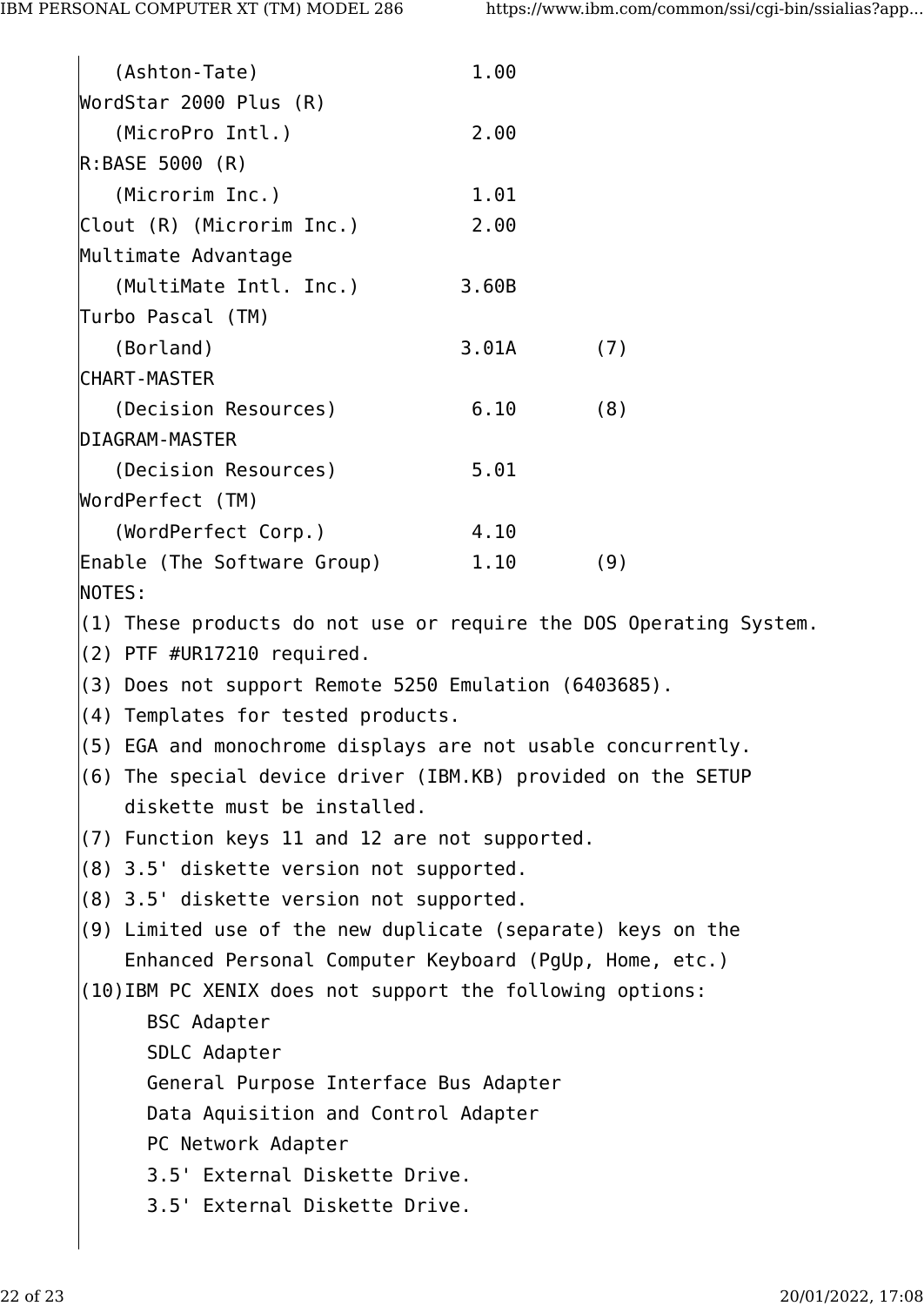```
   (Ashton-Tate)                  1.00
WordStar 2000 Plus (R)
   (MicroPro Intl.)               2.00
R:BASE 5000 (R)
   (Microrim Inc.)                1.01
Clout (R) (Microrim Inc.)         2.00
Multimate Advantage
   (MultiMate Intl. Inc.)        3.60B
Turbo Pascal (TM)
   (Borland)                     3.01A       (7)
CHART-MASTER
   (Decision Resources)           6.10       (8)
DIAGRAM-MASTER
   (Decision Resources)           5.01
WordPerfect (TM)
   (WordPerfect Corp.)            4.10
Enable (The Software Group)       1.10       (9)
NOTES:
(1) These products do not use or require the DOS Operating System.
(2) PTF #UR17210 required.
(3) Does not support Remote 5250 Emulation (6403685).
(4) Templates for tested products.
(5) EGA and monochrome displays are not usable concurrently.
(6) The special device driver (IBM.KB) provided on the SETUP
    diskette must be installed.
(7) Function keys 11 and 12 are not supported.
(8) 3.5' diskette version not supported.
(8) 3.5' diskette version not supported.
(9) Limited use of the new duplicate (separate) keys on the
    Enhanced Personal Computer Keyboard (PgUp, Home, etc.)
(10)IBM PC XENIX does not support the following options:
      BSC Adapter
      SDLC Adapter
      General Purpose Interface Bus Adapter
      Data Aquisition and Control Adapter
      PC Network Adapter
      3.5' External Diskette Drive.
      3.5' External Diskette Drive.
```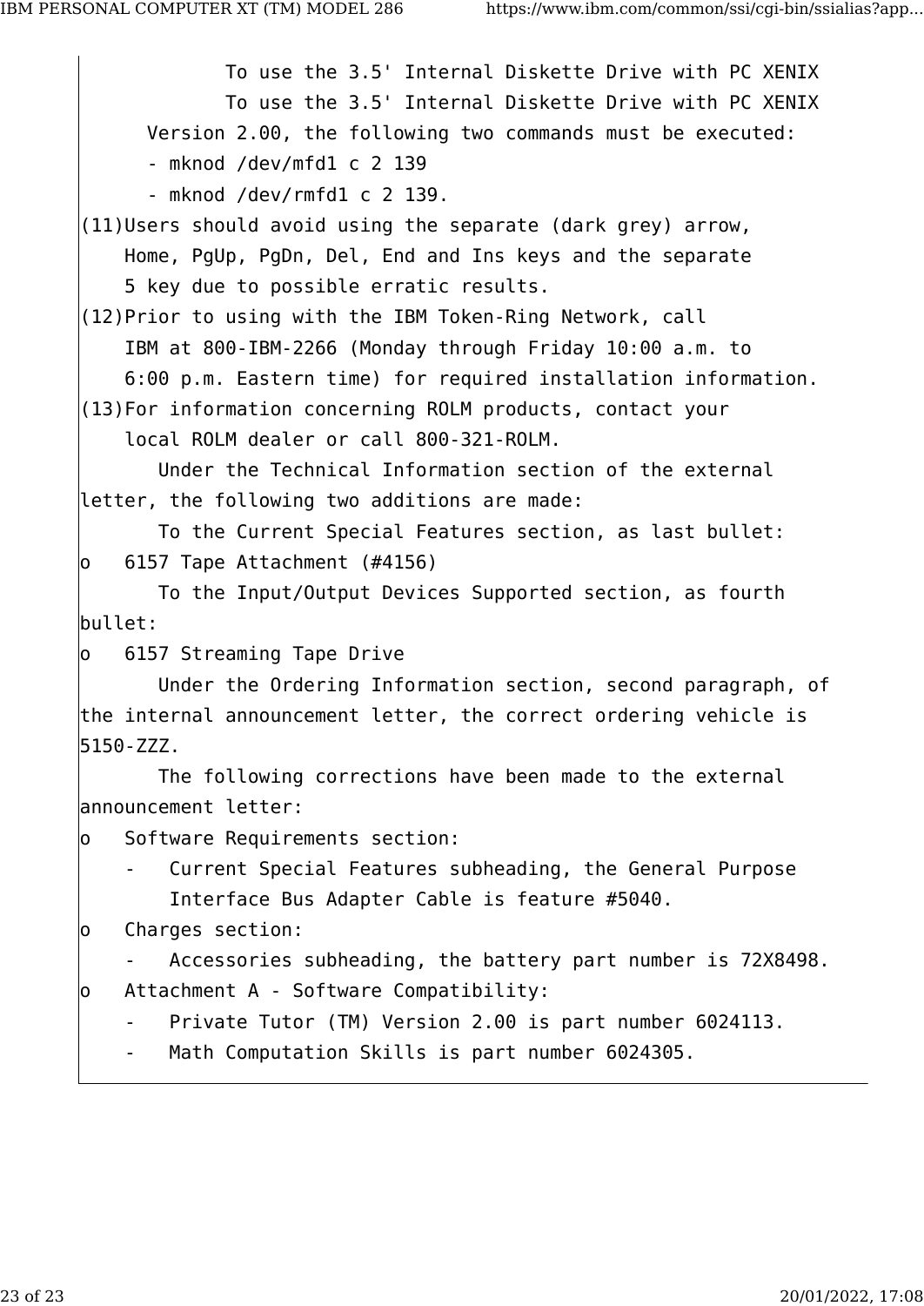To use the 3.5' Internal Diskette Drive with PC XENIX

To use the 3.5' Internal Diskette Drive with PC XENIX Version 2.00, the following two commands must be executed:

- mknod /dev/mfd1 c 2 139
- mknod /dev/rmfd1 c 2 139.

(11) Users should avoid using the separate (dark grey) arrow, Home, PgUp, PgDn, Del, End and Ins keys and the separate 5 key due to possible erratic results.

(12) Prior to using with the IBM Token-Ring Network, call IBM at 800-IBM-2266 (Monday through Friday 10:00 a.m. to 6:00 p.m. Eastern time) for required installation information.

(13) For information concerning ROLM products, contact your local ROLM dealer or call 800-321-ROLM.

Under the Technical Information section of the external letter, the following two additions are made:

To the Current Special Features section, as last bullet:

- 6157 Tape Attachment (#4156)

To the Input/Output Devices Supported section, as fourth bullet:

- 6157 Streaming Tape Drive

Under the Ordering Information section, second paragraph, of the internal announcement letter, the correct ordering vehicle is 5150-ZZZ.

The following corrections have been made to the external announcement letter:

- Software Requirements section:
  - Current Special Features subheading, the General Purpose Interface Bus Adapter Cable is feature #5040.
- Charges section:
  - Accessories subheading, the battery part number is 72X8498.
- Attachment A - Software Compatibility:
  - Private Tutor (TM) Version 2.00 is part number 6024113.
  - Math Computation Skills is part number 6024305.